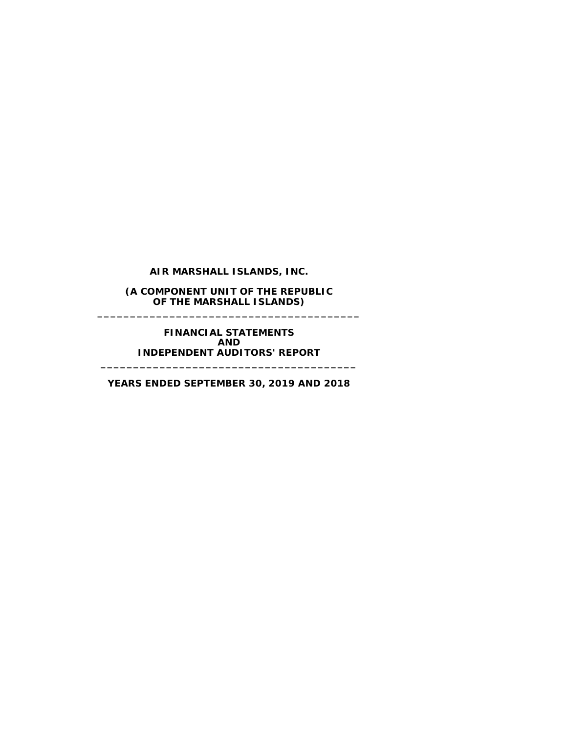**AIR MARSHALL ISLANDS, INC.**

**(A COMPONENT UNIT OF THE REPUBLIC OF THE MARSHALL ISLANDS)**

---

**FINANCIAL STATEMENTS AND INDEPENDENT AUDITORS' REPORT**

---

**YEARS ENDED SEPTEMBER 30, 2019 AND 2018**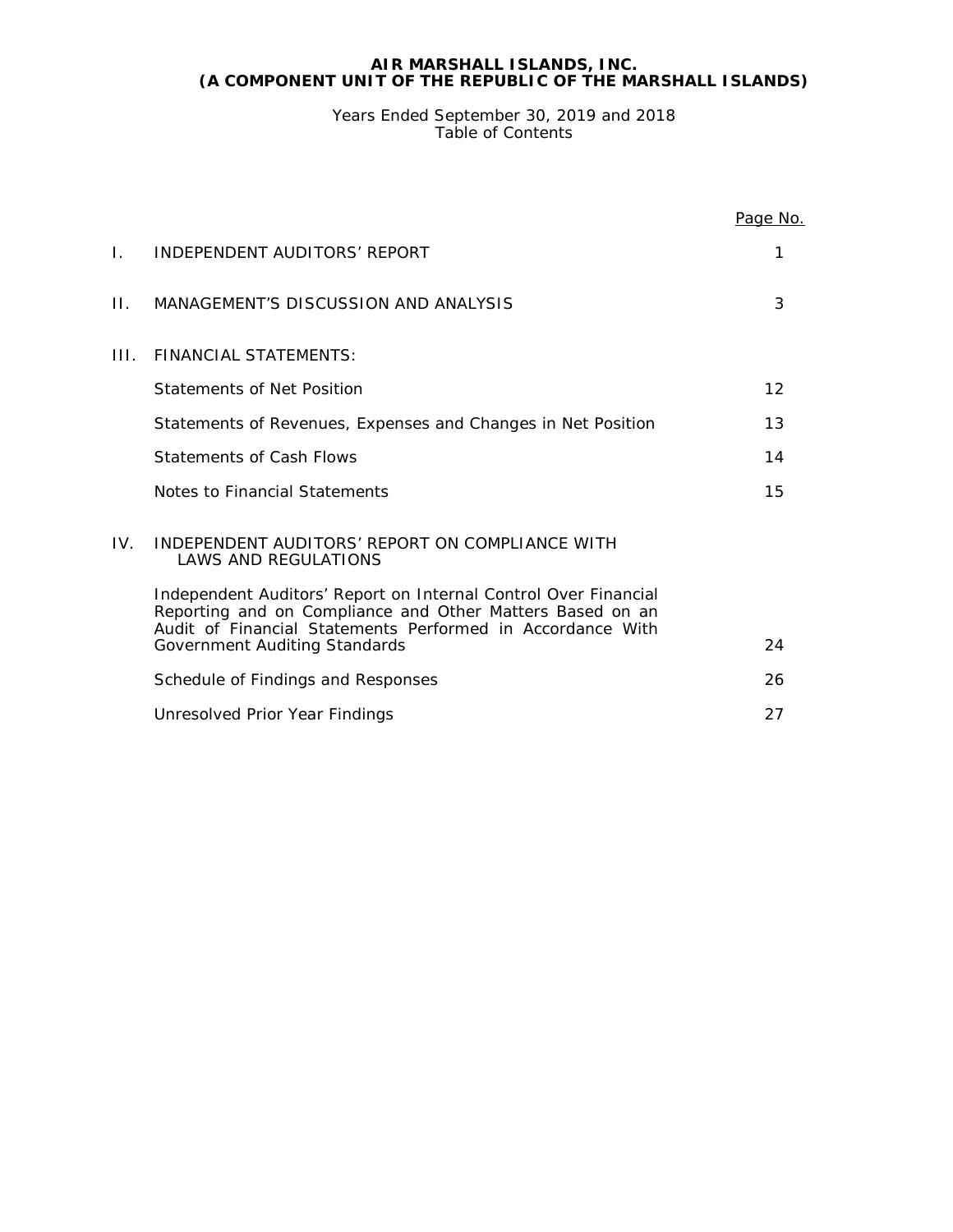# AIR MARSHALL ISLANDS, INC.
## (A COMPONENT UNIT OF THE REPUBLIC OF THE MARSHALL ISLANDS)

Years Ended September 30, 2019 and 2018
Table of Contents

| | | Page No. |
|---|---|---|
| I. | INDEPENDENT AUDITORS' REPORT | 1 |
| II. | MANAGEMENT'S DISCUSSION AND ANALYSIS | 3 |
| III. | FINANCIAL STATEMENTS: | |
| | Statements of Net Position | 12 |
| | Statements of Revenues, Expenses and Changes in Net Position | 13 |
| | Statements of Cash Flows | 14 |
| | Notes to Financial Statements | 15 |
| IV. | INDEPENDENT AUDITORS' REPORT ON COMPLIANCE WITH LAWS AND REGULATIONS | |
| | Independent Auditors' Report on Internal Control Over Financial Reporting and on Compliance and Other Matters Based on an Audit of Financial Statements Performed in Accordance With Government Auditing Standards | 24 |
| | Schedule of Findings and Responses | 26 |
| | Unresolved Prior Year Findings | 27 |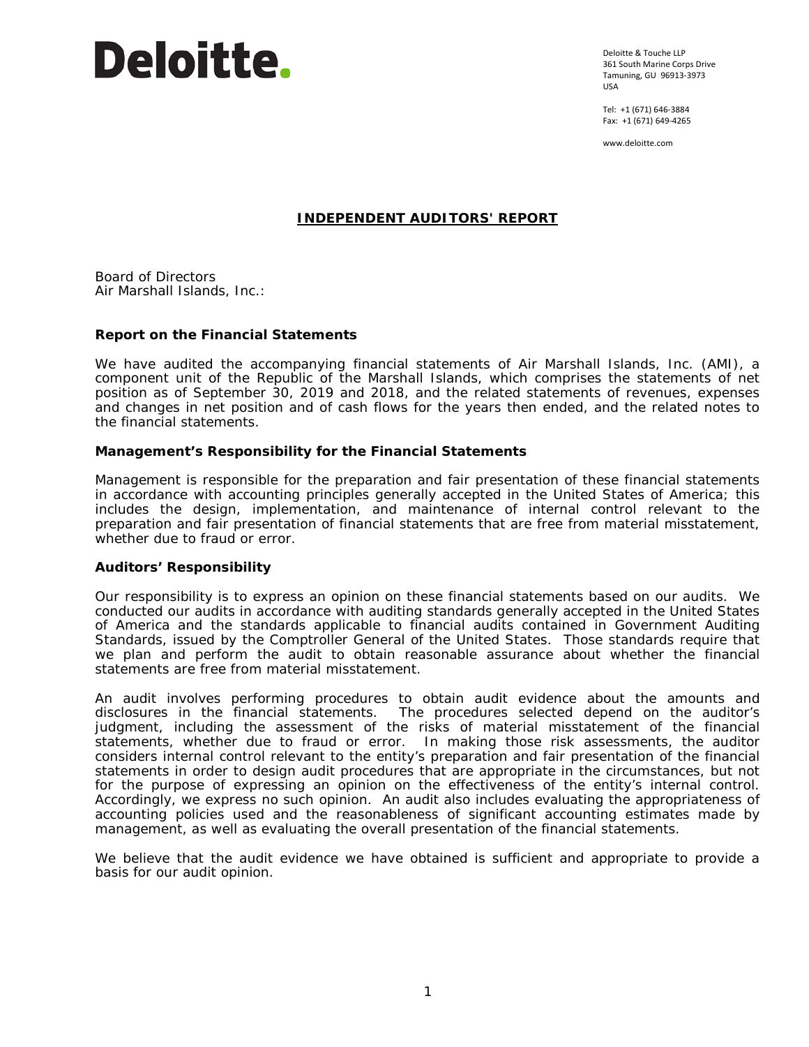**Deloitte.**

Deloitte & Touche LLP
361 South Marine Corps Drive
Tamuning, GU 96913-3973
USA

Tel: +1 (671) 646-3884
Fax: +1 (671) 649-4265

www.deloitte.com

# INDEPENDENT AUDITORS' REPORT

Board of Directors
Air Marshall Islands, Inc.:

## Report on the Financial Statements

We have audited the accompanying financial statements of Air Marshall Islands, Inc. (AMI), a component unit of the Republic of the Marshall Islands, which comprises the statements of net position as of September 30, 2019 and 2018, and the related statements of revenues, expenses and changes in net position and of cash flows for the years then ended, and the related notes to the financial statements.

## Management's Responsibility for the Financial Statements

Management is responsible for the preparation and fair presentation of these financial statements in accordance with accounting principles generally accepted in the United States of America; this includes the design, implementation, and maintenance of internal control relevant to the preparation and fair presentation of financial statements that are free from material misstatement, whether due to fraud or error.

## Auditors' Responsibility

Our responsibility is to express an opinion on these financial statements based on our audits. We conducted our audits in accordance with auditing standards generally accepted in the United States of America and the standards applicable to financial audits contained in Government Auditing Standards, issued by the Comptroller General of the United States. Those standards require that we plan and perform the audit to obtain reasonable assurance about whether the financial statements are free from material misstatement.

An audit involves performing procedures to obtain audit evidence about the amounts and disclosures in the financial statements. The procedures selected depend on the auditor's judgment, including the assessment of the risks of material misstatement of the financial statements, whether due to fraud or error. In making those risk assessments, the auditor considers internal control relevant to the entity's preparation and fair presentation of the financial statements in order to design audit procedures that are appropriate in the circumstances, but not for the purpose of expressing an opinion on the effectiveness of the entity's internal control. Accordingly, we express no such opinion. An audit also includes evaluating the appropriateness of accounting policies used and the reasonableness of significant accounting estimates made by management, as well as evaluating the overall presentation of the financial statements.

We believe that the audit evidence we have obtained is sufficient and appropriate to provide a basis for our audit opinion.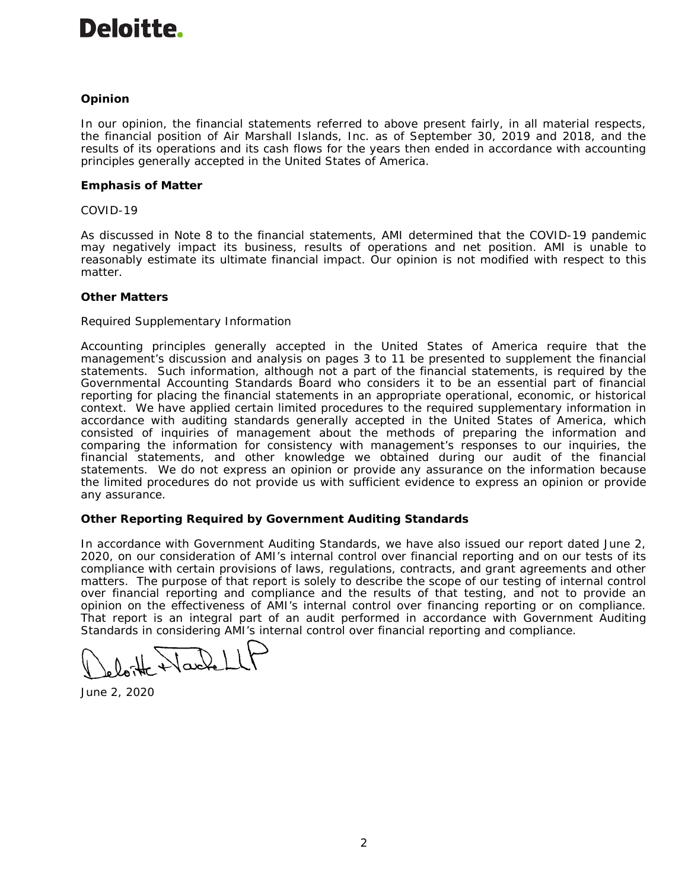**Opinion**

In our opinion, the financial statements referred to above present fairly, in all material respects, the financial position of Air Marshall Islands, Inc. as of September 30, 2019 and 2018, and the results of its operations and its cash flows for the years then ended in accordance with accounting principles generally accepted in the United States of America.

**Emphasis of Matter**

COVID-19

As discussed in Note 8 to the financial statements, AMI determined that the COVID-19 pandemic may negatively impact its business, results of operations and net position. AMI is unable to reasonably estimate its ultimate financial impact. Our opinion is not modified with respect to this matter.

**Other Matters**

Required Supplementary Information

Accounting principles generally accepted in the United States of America require that the management's discussion and analysis on pages 3 to 11 be presented to supplement the financial statements. Such information, although not a part of the financial statements, is required by the Governmental Accounting Standards Board who considers it to be an essential part of financial reporting for placing the financial statements in an appropriate operational, economic, or historical context. We have applied certain limited procedures to the required supplementary information in accordance with auditing standards generally accepted in the United States of America, which consisted of inquiries of management about the methods of preparing the information and comparing the information for consistency with management's responses to our inquiries, the financial statements, and other knowledge we obtained during our audit of the financial statements. We do not express an opinion or provide any assurance on the information because the limited procedures do not provide us with sufficient evidence to express an opinion or provide any assurance.

**Other Reporting Required by Government Auditing Standards**

In accordance with Government Auditing Standards, we have also issued our report dated June 2, 2020, on our consideration of AMI's internal control over financial reporting and on our tests of its compliance with certain provisions of laws, regulations, contracts, and grant agreements and other matters. The purpose of that report is solely to describe the scope of our testing of internal control over financial reporting and compliance and the results of that testing, and not to provide an opinion on the effectiveness of AMI's internal control over financing reporting or on compliance. That report is an integral part of an audit performed in accordance with Government Auditing Standards in considering AMI's internal control over financial reporting and compliance.

Deloitte & Touche LLP

June 2, 2020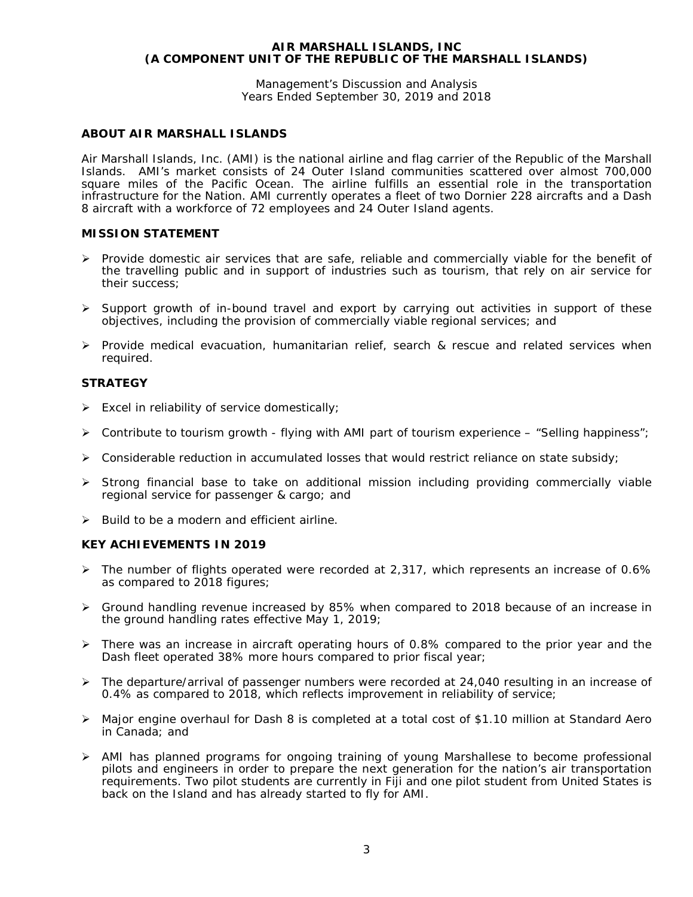**AIR MARSHALL ISLANDS, INC**
**(A COMPONENT UNIT OF THE REPUBLIC OF THE MARSHALL ISLANDS)**

Management's Discussion and Analysis
Years Ended September 30, 2019 and 2018

## ABOUT AIR MARSHALL ISLANDS

Air Marshall Islands, Inc. (AMI) is the national airline and flag carrier of the Republic of the Marshall Islands. AMI's market consists of 24 Outer Island communities scattered over almost 700,000 square miles of the Pacific Ocean. The airline fulfills an essential role in the transportation infrastructure for the Nation. AMI currently operates a fleet of two Dornier 228 aircrafts and a Dash 8 aircraft with a workforce of 72 employees and 24 Outer Island agents.

## MISSION STATEMENT

- Provide domestic air services that are safe, reliable and commercially viable for the benefit of the travelling public and in support of industries such as tourism, that rely on air service for their success;
- Support growth of in-bound travel and export by carrying out activities in support of these objectives, including the provision of commercially viable regional services; and
- Provide medical evacuation, humanitarian relief, search & rescue and related services when required.

## STRATEGY

- Excel in reliability of service domestically;
- Contribute to tourism growth - flying with AMI part of tourism experience – "Selling happiness";
- Considerable reduction in accumulated losses that would restrict reliance on state subsidy;
- Strong financial base to take on additional mission including providing commercially viable regional service for passenger & cargo; and
- Build to be a modern and efficient airline.

## KEY ACHIEVEMENTS IN 2019

- The number of flights operated were recorded at 2,317, which represents an increase of 0.6% as compared to 2018 figures;
- Ground handling revenue increased by 85% when compared to 2018 because of an increase in the ground handling rates effective May 1, 2019;
- There was an increase in aircraft operating hours of 0.8% compared to the prior year and the Dash fleet operated 38% more hours compared to prior fiscal year;
- The departure/arrival of passenger numbers were recorded at 24,040 resulting in an increase of 0.4% as compared to 2018, which reflects improvement in reliability of service;
- Major engine overhaul for Dash 8 is completed at a total cost of $1.10 million at Standard Aero in Canada; and
- AMI has planned programs for ongoing training of young Marshallese to become professional pilots and engineers in order to prepare the next generation for the nation's air transportation requirements. Two pilot students are currently in Fiji and one pilot student from United States is back on the Island and has already started to fly for AMI.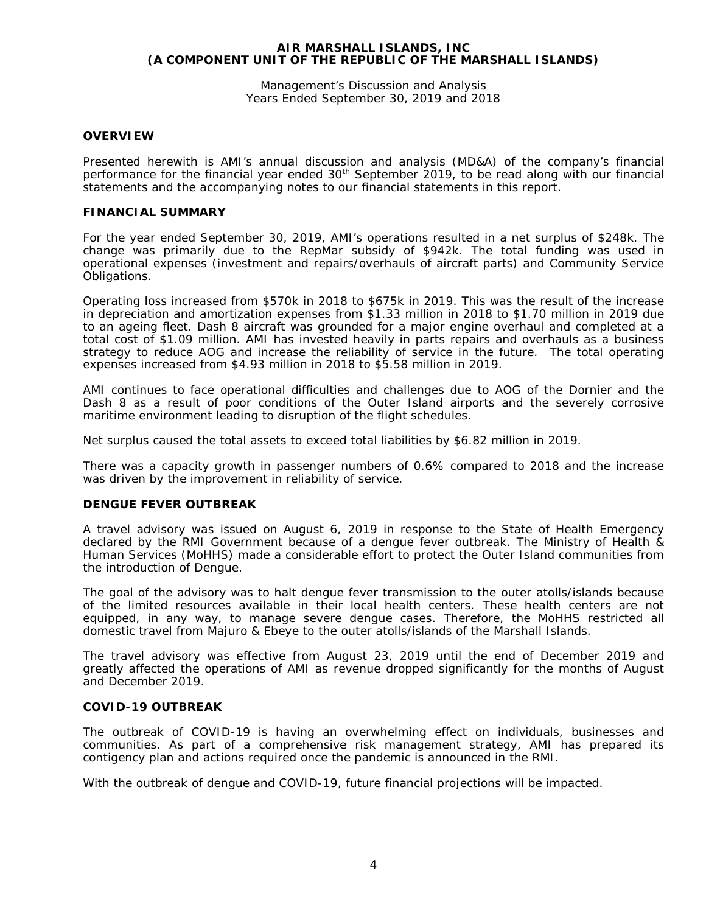# AIR MARSHALL ISLANDS, INC
# (A COMPONENT UNIT OF THE REPUBLIC OF THE MARSHALL ISLANDS)

Management's Discussion and Analysis
Years Ended September 30, 2019 and 2018

## OVERVIEW

Presented herewith is AMI's annual discussion and analysis (MD&A) of the company's financial performance for the financial year ended 30th September 2019, to be read along with our financial statements and the accompanying notes to our financial statements in this report.

## FINANCIAL SUMMARY

For the year ended September 30, 2019, AMI's operations resulted in a net surplus of $248k. The change was primarily due to the RepMar subsidy of $942k. The total funding was used in operational expenses (investment and repairs/overhauls of aircraft parts) and Community Service Obligations.

Operating loss increased from $570k in 2018 to $675k in 2019. This was the result of the increase in depreciation and amortization expenses from $1.33 million in 2018 to $1.70 million in 2019 due to an ageing fleet. Dash 8 aircraft was grounded for a major engine overhaul and completed at a total cost of $1.09 million. AMI has invested heavily in parts repairs and overhauls as a business strategy to reduce AOG and increase the reliability of service in the future. The total operating expenses increased from $4.93 million in 2018 to $5.58 million in 2019.

AMI continues to face operational difficulties and challenges due to AOG of the Dornier and the Dash 8 as a result of poor conditions of the Outer Island airports and the severely corrosive maritime environment leading to disruption of the flight schedules.

Net surplus caused the total assets to exceed total liabilities by $6.82 million in 2019.

There was a capacity growth in passenger numbers of 0.6% compared to 2018 and the increase was driven by the improvement in reliability of service.

## DENGUE FEVER OUTBREAK

A travel advisory was issued on August 6, 2019 in response to the State of Health Emergency declared by the RMI Government because of a dengue fever outbreak. The Ministry of Health & Human Services (MoHHS) made a considerable effort to protect the Outer Island communities from the introduction of Dengue.

The goal of the advisory was to halt dengue fever transmission to the outer atolls/islands because of the limited resources available in their local health centers. These health centers are not equipped, in any way, to manage severe dengue cases. Therefore, the MoHHS restricted all domestic travel from Majuro & Ebeye to the outer atolls/islands of the Marshall Islands.

The travel advisory was effective from August 23, 2019 until the end of December 2019 and greatly affected the operations of AMI as revenue dropped significantly for the months of August and December 2019.

## COVID-19 OUTBREAK

The outbreak of COVID-19 is having an overwhelming effect on individuals, businesses and communities. As part of a comprehensive risk management strategy, AMI has prepared its contigency plan and actions required once the pandemic is announced in the RMI.

With the outbreak of dengue and COVID-19, future financial projections will be impacted.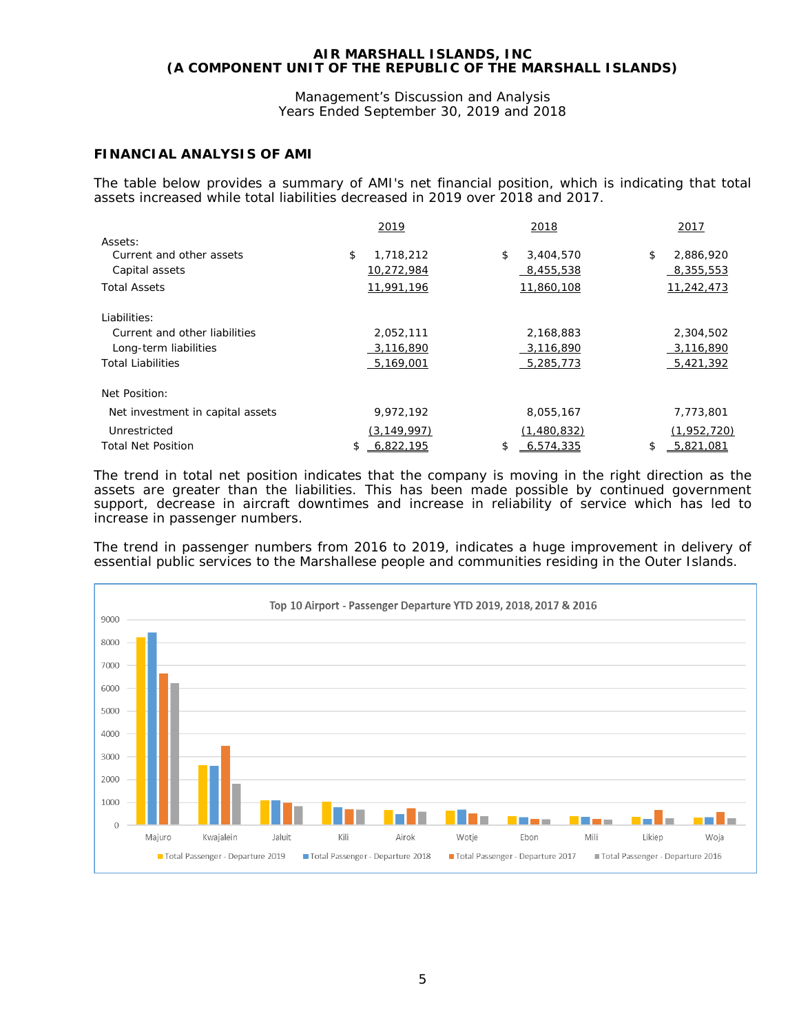## FINANCIAL ANALYSIS OF AMI

The table below provides a summary of AMI's net financial position, which is indicating that total assets increased while total liabilities decreased in 2019 over 2018 and 2017.

| | 2019 | 2018 | 2017 |
|---|---|---|---|
| Assets: | | | |
| Current and other assets | $ 1,718,212 | $ 3,404,570 | $ 2,886,920 |
| Capital assets | 10,272,984 | 8,455,538 | 8,355,553 |
| Total Assets | 11,991,196 | 11,860,108 | 11,242,473 |
| | | | |
| Liabilities: | | | |
| Current and other liabilities | 2,052,111 | 2,168,883 | 2,304,502 |
| Long-term liabilities | 3,116,890 | 3,116,890 | 3,116,890 |
| Total Liabilities | 5,169,001 | 5,285,773 | 5,421,392 |
| | | | |
| Net Position: | | | |
| Net investment in capital assets | 9,972,192 | 8,055,167 | 7,773,801 |
| Unrestricted | (3,149,997) | (1,480,832) | (1,952,720) |
| Total Net Position | $ 6,822,195 | $ 6,574,335 | $ 5,821,081 |

The trend in total net position indicates that the company is moving in the right direction as the assets are greater than the liabilities. This has been made possible by continued government support, decrease in aircraft downtimes and increase in reliability of service which has led to increase in passenger numbers.

The trend in passenger numbers from 2016 to 2019, indicates a huge improvement in delivery of essential public services to the Marshallese people and communities residing in the Outer Islands.

Top 10 Airport - Passenger Departure YTD 2019, 2018, 2017 & 2016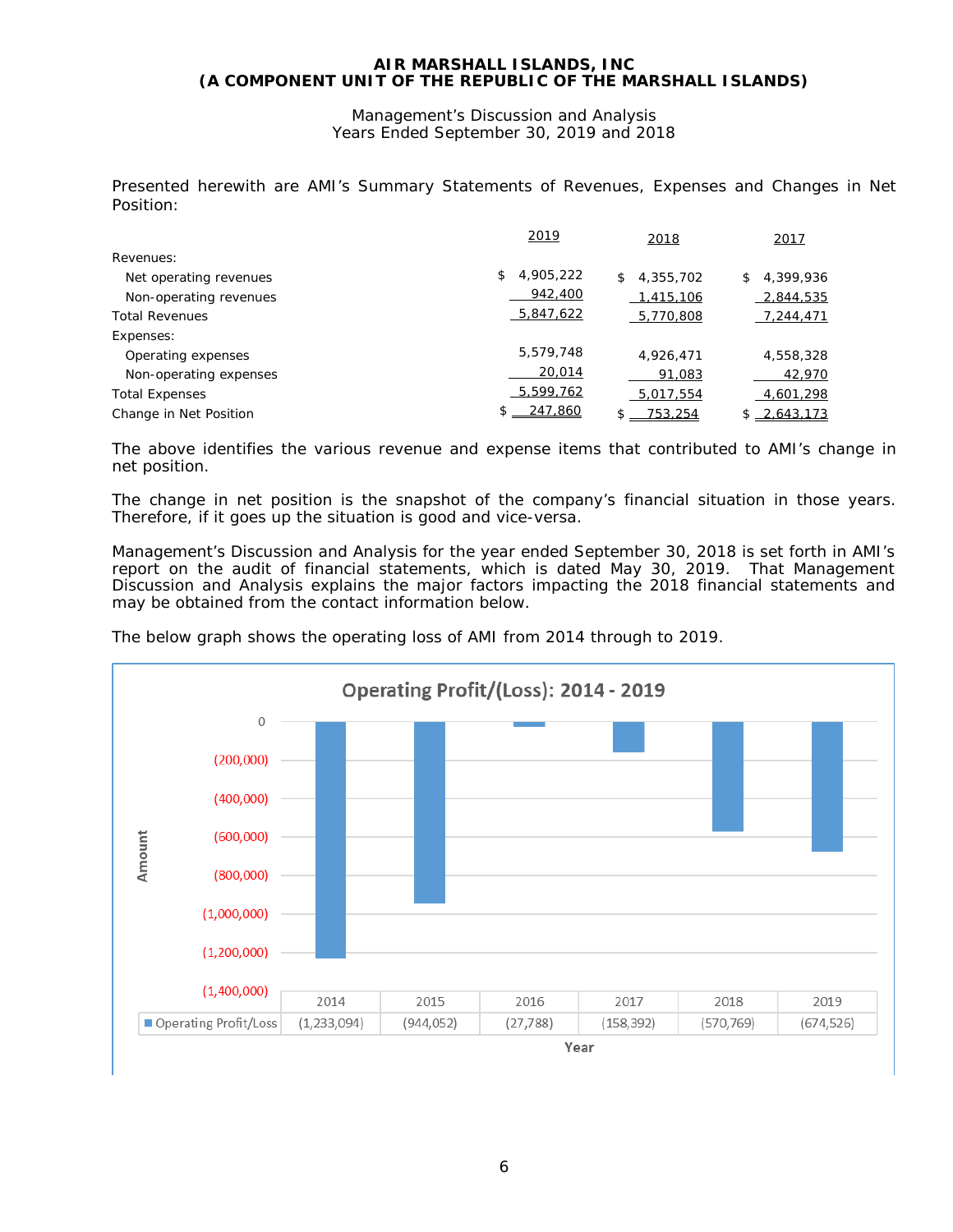**AIR MARSHALL ISLANDS, INC**
**(A COMPONENT UNIT OF THE REPUBLIC OF THE MARSHALL ISLANDS)**

Management's Discussion and Analysis
Years Ended September 30, 2019 and 2018

Presented herewith are AMI's Summary Statements of Revenues, Expenses and Changes in Net Position:

| | 2019 | 2018 | 2017 |
|---|---|---|---|
| Revenues: | | | |
| Net operating revenues | $ 4,905,222 | $ 4,355,702 | $ 4,399,936 |
| Non-operating revenues | 942,400 | 1,415,106 | 2,844,535 |
| Total Revenues | 5,847,622 | 5,770,808 | 7,244,471 |
| Expenses: | | | |
| Operating expenses | 5,579,748 | 4,926,471 | 4,558,328 |
| Non-operating expenses | 20,014 | 91,083 | 42,970 |
| Total Expenses | 5,599,762 | 5,017,554 | 4,601,298 |
| Change in Net Position | $ 247,860 | $ 753,254 | $ 2,643,173 |

The above identifies the various revenue and expense items that contributed to AMI's change in net position.

The change in net position is the snapshot of the company's financial situation in those years. Therefore, if it goes up the situation is good and vice-versa.

Management's Discussion and Analysis for the year ended September 30, 2018 is set forth in AMI's report on the audit of financial statements, which is dated May 30, 2019. That Management Discussion and Analysis explains the major factors impacting the 2018 financial statements and may be obtained from the contact information below.

The below graph shows the operating loss of AMI from 2014 through to 2019.

**Operating Profit/(Loss): 2014 - 2019**

| Year | 2014 | 2015 | 2016 | 2017 | 2018 | 2019 |
|---|---|---|---|---|---|---|
| Operating Profit/Loss | (1,233,094) | (944,052) | (27,788) | (158,392) | (570,769) | (674,526) |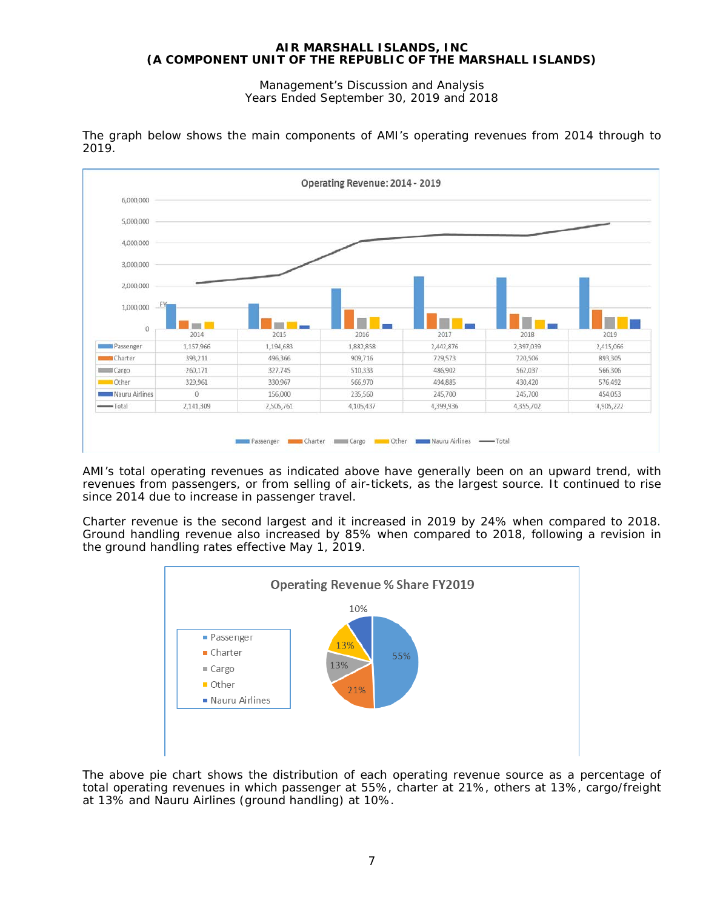**AIR MARSHALL ISLANDS, INC**
**(A COMPONENT UNIT OF THE REPUBLIC OF THE MARSHALL ISLANDS)**

Management's Discussion and Analysis
Years Ended September 30, 2019 and 2018

The graph below shows the main components of AMI's operating revenues from 2014 through to 2019.

**Operating Revenue: 2014 - 2019**

| | 2014 | 2015 | 2016 | 2017 | 2018 | 2019 |
|---|---|---|---|---|---|---|
| Passenger | 1,157,966 | 1,194,683 | 1,882,858 | 2,442,876 | 2,397,039 | 2,415,066 |
| Charter | 393,211 | 496,366 | 909,716 | 729,573 | 720,506 | 893,305 |
| Cargo | 260,171 | 327,745 | 510,333 | 486,902 | 562,037 | 566,306 |
| Other | 329,961 | 330,967 | 566,970 | 494,885 | 430,420 | 576,492 |
| Nauru Airlines | 0 | 156,000 | 235,560 | 245,700 | 245,700 | 454,053 |
| Total | 2,141,309 | 2,505,761 | 4,105,437 | 4,399,936 | 4,355,702 | 4,905,222 |

AMI's total operating revenues as indicated above have generally been on an upward trend, with revenues from passengers, or from selling of air-tickets, as the largest source. It continued to rise since 2014 due to increase in passenger travel.

Charter revenue is the second largest and it increased in 2019 by 24% when compared to 2018. Ground handling revenue also increased by 85% when compared to 2018, following a revision in the ground handling rates effective May 1, 2019.

**Operating Revenue % Share FY2019**

| Source | Share |
|---|---|
| Passenger | 55% |
| Charter | 21% |
| Cargo | 13% |
| Other | 13% |
| Nauru Airlines | 10% |

The above pie chart shows the distribution of each operating revenue source as a percentage of total operating revenues in which passenger at 55%, charter at 21%, others at 13%, cargo/freight at 13% and Nauru Airlines (ground handling) at 10%.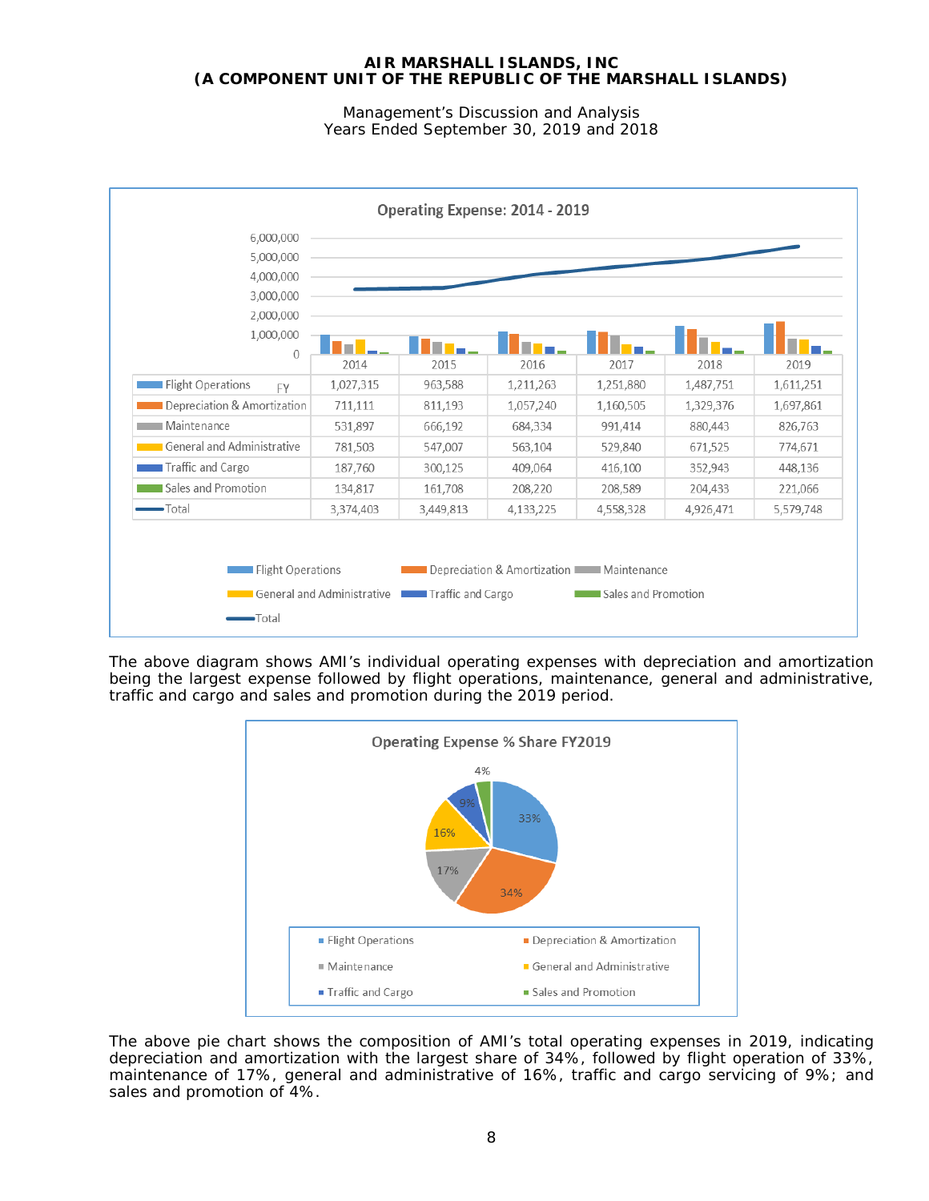Management's Discussion and Analysis
Years Ended September 30, 2019 and 2018

**Operating Expense: 2014 - 2019**

| FY | 2014 | 2015 | 2016 | 2017 | 2018 | 2019 |
|---|---|---|---|---|---|---|
| Flight Operations | 1,027,315 | 963,588 | 1,211,263 | 1,251,880 | 1,487,751 | 1,611,251 |
| Depreciation & Amortization | 711,111 | 811,193 | 1,057,240 | 1,160,505 | 1,329,376 | 1,697,861 |
| Maintenance | 531,897 | 666,192 | 684,334 | 991,414 | 880,443 | 826,763 |
| General and Administrative | 781,503 | 547,007 | 563,104 | 529,840 | 671,525 | 774,671 |
| Traffic and Cargo | 187,760 | 300,125 | 409,064 | 416,100 | 352,943 | 448,136 |
| Sales and Promotion | 134,817 | 161,708 | 208,220 | 208,589 | 204,433 | 221,066 |
| Total | 3,374,403 | 3,449,813 | 4,133,225 | 4,558,328 | 4,926,471 | 5,579,748 |

The above diagram shows AMI's individual operating expenses with depreciation and amortization being the largest expense followed by flight operations, maintenance, general and administrative, traffic and cargo and sales and promotion during the 2019 period.

**Operating Expense % Share FY2019**

| Category | % Share |
|---|---|
| Flight Operations | 33% |
| Depreciation & Amortization | 34% |
| Maintenance | 17% |
| General and Administrative | 16% |
| Traffic and Cargo | 9% |
| Sales and Promotion | 4% |

The above pie chart shows the composition of AMI's total operating expenses in 2019, indicating depreciation and amortization with the largest share of 34%, followed by flight operation of 33%, maintenance of 17%, general and administrative of 16%, traffic and cargo servicing of 9%; and sales and promotion of 4%.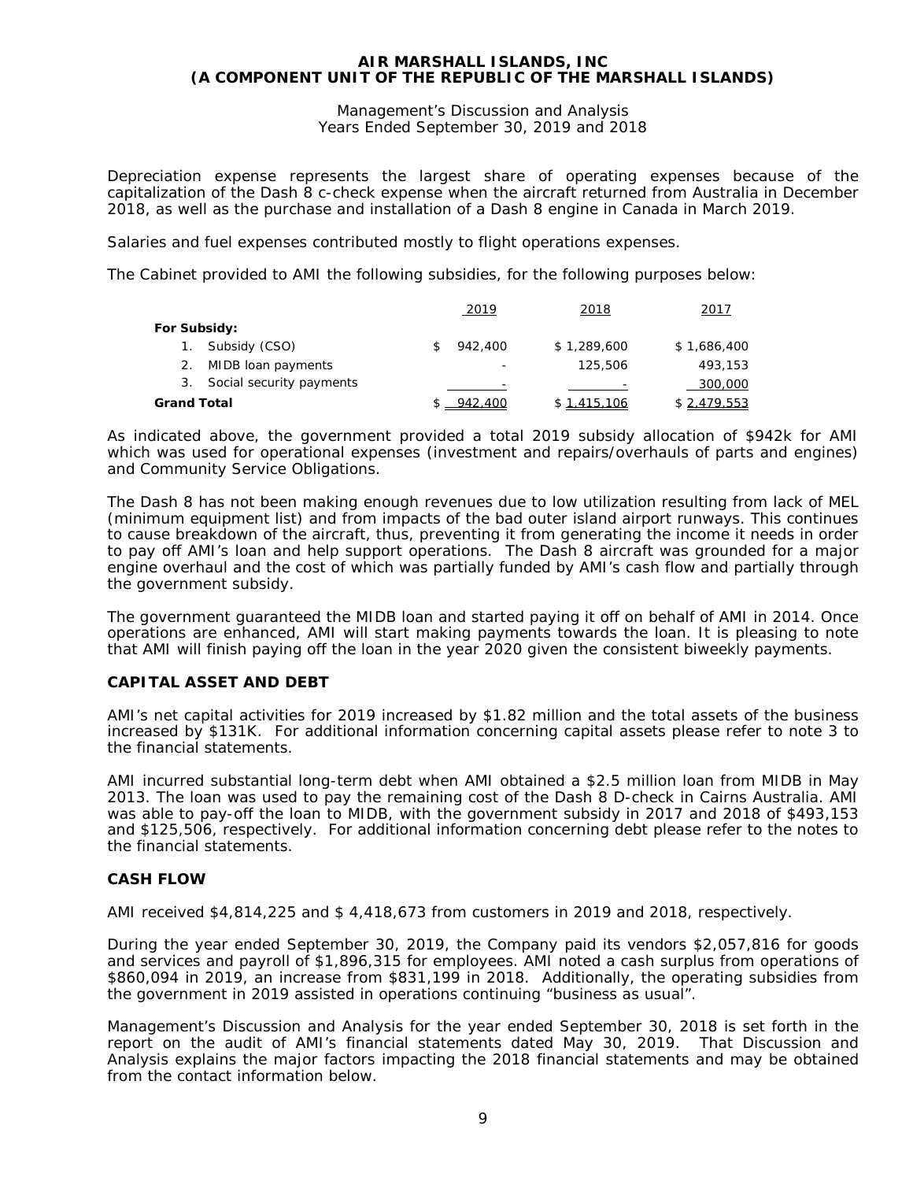Depreciation expense represents the largest share of operating expenses because of the capitalization of the Dash 8 c-check expense when the aircraft returned from Australia in December 2018, as well as the purchase and installation of a Dash 8 engine in Canada in March 2019.

Salaries and fuel expenses contributed mostly to flight operations expenses.

The Cabinet provided to AMI the following subsidies, for the following purposes below:

| | 2019 | 2018 | 2017 |
|---|---|---|---|
| **For Subsidy:** | | | |
| 1. Subsidy (CSO) | $ 942,400 | $ 1,289,600 | $ 1,686,400 |
| 2. MIDB loan payments | - | 125,506 | 493,153 |
| 3. Social security payments | - | - | 300,000 |
| **Grand Total** | $ 942,400 | $ 1,415,106 | $ 2,479,553 |

As indicated above, the government provided a total 2019 subsidy allocation of $942k for AMI which was used for operational expenses (investment and repairs/overhauls of parts and engines) and Community Service Obligations.

The Dash 8 has not been making enough revenues due to low utilization resulting from lack of MEL (minimum equipment list) and from impacts of the bad outer island airport runways. This continues to cause breakdown of the aircraft, thus, preventing it from generating the income it needs in order to pay off AMI's loan and help support operations. The Dash 8 aircraft was grounded for a major engine overhaul and the cost of which was partially funded by AMI's cash flow and partially through the government subsidy.

The government guaranteed the MIDB loan and started paying it off on behalf of AMI in 2014. Once operations are enhanced, AMI will start making payments towards the loan. It is pleasing to note that AMI will finish paying off the loan in the year 2020 given the consistent biweekly payments.

## CAPITAL ASSET AND DEBT

AMI's net capital activities for 2019 increased by $1.82 million and the total assets of the business increased by $131K. For additional information concerning capital assets please refer to note 3 to the financial statements.

AMI incurred substantial long-term debt when AMI obtained a $2.5 million loan from MIDB in May 2013. The loan was used to pay the remaining cost of the Dash 8 D-check in Cairns Australia. AMI was able to pay-off the loan to MIDB, with the government subsidy in 2017 and 2018 of $493,153 and $125,506, respectively. For additional information concerning debt please refer to the notes to the financial statements.

## CASH FLOW

AMI received $4,814,225 and $ 4,418,673 from customers in 2019 and 2018, respectively.

During the year ended September 30, 2019, the Company paid its vendors $2,057,816 for goods and services and payroll of $1,896,315 for employees. AMI noted a cash surplus from operations of $860,094 in 2019, an increase from $831,199 in 2018. Additionally, the operating subsidies from the government in 2019 assisted in operations continuing "business as usual".

Management's Discussion and Analysis for the year ended September 30, 2018 is set forth in the report on the audit of AMI's financial statements dated May 30, 2019. That Discussion and Analysis explains the major factors impacting the 2018 financial statements and may be obtained from the contact information below.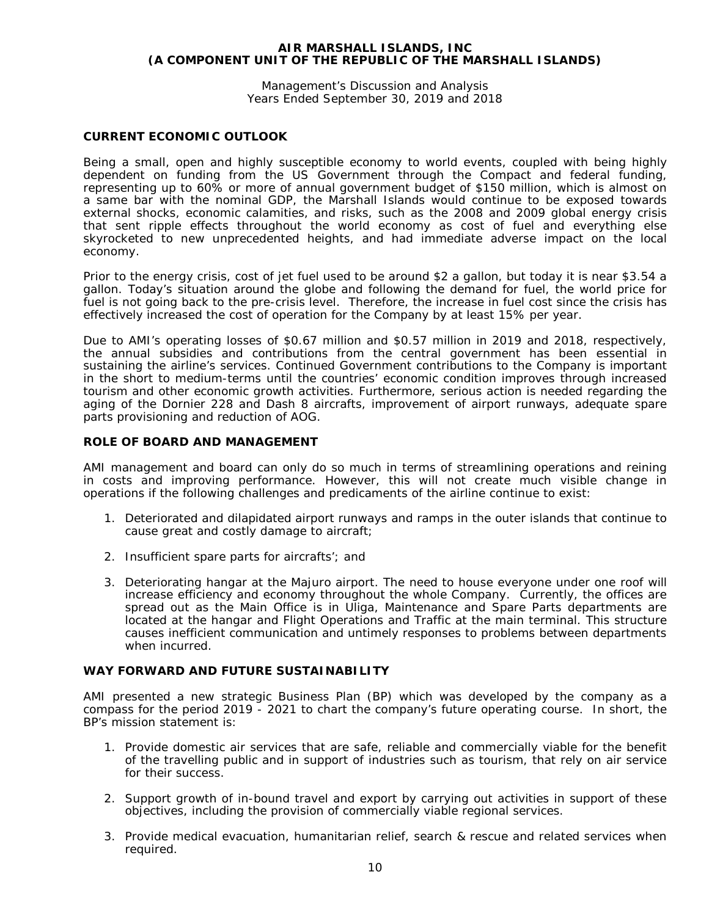## CURRENT ECONOMIC OUTLOOK

Being a small, open and highly susceptible economy to world events, coupled with being highly dependent on funding from the US Government through the Compact and federal funding, representing up to 60% or more of annual government budget of $150 million, which is almost on a same bar with the nominal GDP, the Marshall Islands would continue to be exposed towards external shocks, economic calamities, and risks, such as the 2008 and 2009 global energy crisis that sent ripple effects throughout the world economy as cost of fuel and everything else skyrocketed to new unprecedented heights, and had immediate adverse impact on the local economy.

Prior to the energy crisis, cost of jet fuel used to be around $2 a gallon, but today it is near $3.54 a gallon. Today's situation around the globe and following the demand for fuel, the world price for fuel is not going back to the pre-crisis level. Therefore, the increase in fuel cost since the crisis has effectively increased the cost of operation for the Company by at least 15% per year.

Due to AMI's operating losses of $0.67 million and $0.57 million in 2019 and 2018, respectively, the annual subsidies and contributions from the central government has been essential in sustaining the airline's services. Continued Government contributions to the Company is important in the short to medium-terms until the countries' economic condition improves through increased tourism and other economic growth activities. Furthermore, serious action is needed regarding the aging of the Dornier 228 and Dash 8 aircrafts, improvement of airport runways, adequate spare parts provisioning and reduction of AOG.

## ROLE OF BOARD AND MANAGEMENT

AMI management and board can only do so much in terms of streamlining operations and reining in costs and improving performance. However, this will not create much visible change in operations if the following challenges and predicaments of the airline continue to exist:

1. Deteriorated and dilapidated airport runways and ramps in the outer islands that continue to cause great and costly damage to aircraft;

2. Insufficient spare parts for aircrafts'; and

3. Deteriorating hangar at the Majuro airport. The need to house everyone under one roof will increase efficiency and economy throughout the whole Company. Currently, the offices are spread out as the Main Office is in Uliga, Maintenance and Spare Parts departments are located at the hangar and Flight Operations and Traffic at the main terminal. This structure causes inefficient communication and untimely responses to problems between departments when incurred.

## WAY FORWARD AND FUTURE SUSTAINABILITY

AMI presented a new strategic Business Plan (BP) which was developed by the company as a compass for the period 2019 - 2021 to chart the company's future operating course. In short, the BP's mission statement is:

1. Provide domestic air services that are safe, reliable and commercially viable for the benefit of the travelling public and in support of industries such as tourism, that rely on air service for their success.

2. Support growth of in-bound travel and export by carrying out activities in support of these objectives, including the provision of commercially viable regional services.

3. Provide medical evacuation, humanitarian relief, search & rescue and related services when required.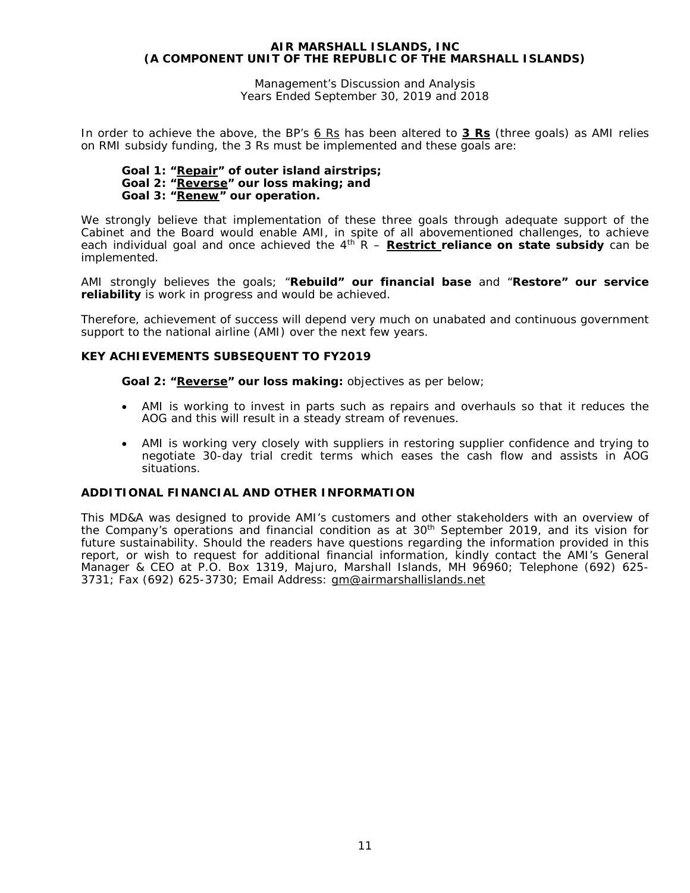In order to achieve the above, the BP's 6 Rs has been altered to **3 Rs** (three goals) as AMI relies on RMI subsidy funding, the 3 Rs must be implemented and these goals are:

**Goal 1: "Repair" of outer island airstrips;**
**Goal 2: "Reverse" our loss making; and**
**Goal 3: "Renew" our operation.**

We strongly believe that implementation of these three goals through adequate support of the Cabinet and the Board would enable AMI, in spite of all abovementioned challenges, to achieve each individual goal and once achieved the 4th R – **Restrict reliance on state subsidy** can be implemented.

AMI strongly believes the goals; "**Rebuild" our financial base** and "**Restore" our service reliability** is work in progress and would be achieved.

Therefore, achievement of success will depend very much on unabated and continuous government support to the national airline (AMI) over the next few years.

## KEY ACHIEVEMENTS SUBSEQUENT TO FY2019

**Goal 2: "Reverse" our loss making:** objectives as per below;

- AMI is working to invest in parts such as repairs and overhauls so that it reduces the AOG and this will result in a steady stream of revenues.
- AMI is working very closely with suppliers in restoring supplier confidence and trying to negotiate 30-day trial credit terms which eases the cash flow and assists in AOG situations.

## ADDITIONAL FINANCIAL AND OTHER INFORMATION

This MD&A was designed to provide AMI's customers and other stakeholders with an overview of the Company's operations and financial condition as at 30th September 2019, and its vision for future sustainability. Should the readers have questions regarding the information provided in this report, or wish to request for additional financial information, kindly contact the AMI's General Manager & CEO at P.O. Box 1319, Majuro, Marshall Islands, MH 96960; Telephone (692) 625-3731; Fax (692) 625-3730; Email Address: gm@airmarshallislands.net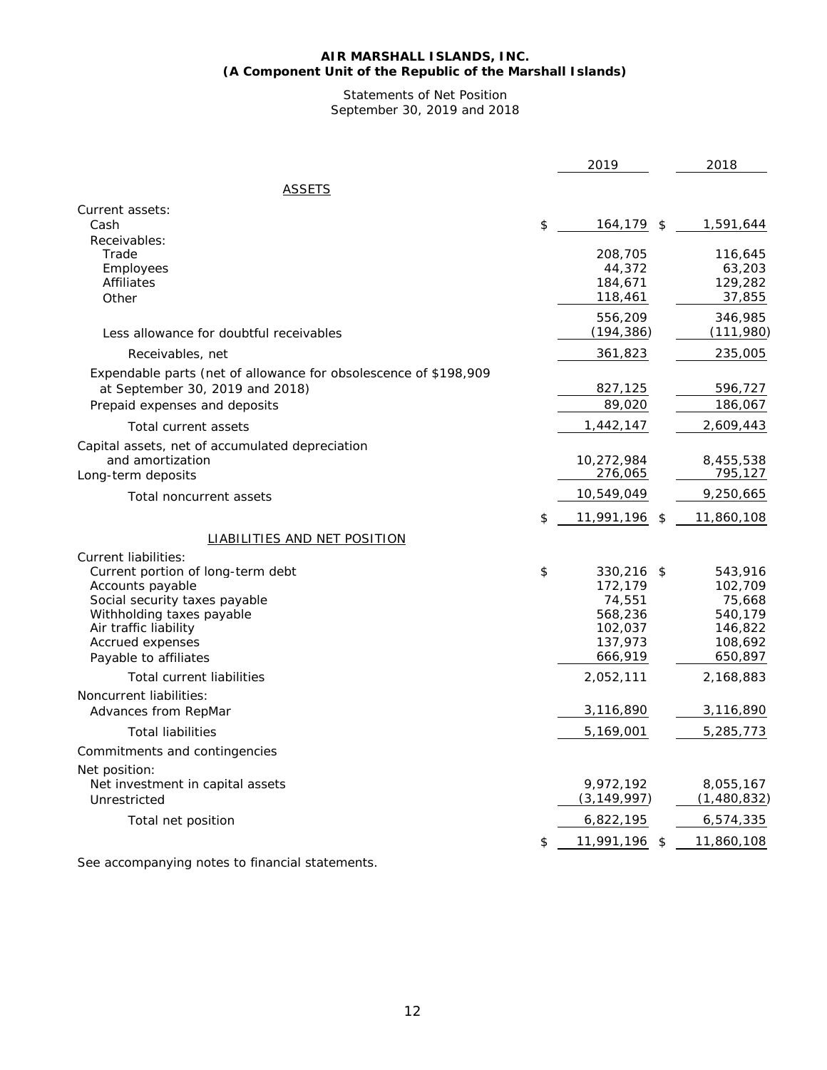**AIR MARSHALL ISLANDS, INC.**
**(A Component Unit of the Republic of the Marshall Islands)**

Statements of Net Position
September 30, 2019 and 2018

| | 2019 | 2018 |
|---|---|---|
| ASSETS | | |
| Current assets: | | |
| Cash | $ 164,179 | $ 1,591,644 |
| Receivables: | | |
| Trade | 208,705 | 116,645 |
| Employees | 44,372 | 63,203 |
| Affiliates | 184,671 | 129,282 |
| Other | 118,461 | 37,855 |
| | 556,209 | 346,985 |
| Less allowance for doubtful receivables | (194,386) | (111,980) |
| Receivables, net | 361,823 | 235,005 |
| Expendable parts (net of allowance for obsolescence of $198,909 at September 30, 2019 and 2018) | 827,125 | 596,727 |
| Prepaid expenses and deposits | 89,020 | 186,067 |
| Total current assets | 1,442,147 | 2,609,443 |
| Capital assets, net of accumulated depreciation and amortization | 10,272,984 | 8,455,538 |
| Long-term deposits | 276,065 | 795,127 |
| Total noncurrent assets | 10,549,049 | 9,250,665 |
| | $ 11,991,196 | $ 11,860,108 |
| LIABILITIES AND NET POSITION | | |
| Current liabilities: | | |
| Current portion of long-term debt | $ 330,216 | $ 543,916 |
| Accounts payable | 172,179 | 102,709 |
| Social security taxes payable | 74,551 | 75,668 |
| Withholding taxes payable | 568,236 | 540,179 |
| Air traffic liability | 102,037 | 146,822 |
| Accrued expenses | 137,973 | 108,692 |
| Payable to affiliates | 666,919 | 650,897 |
| Total current liabilities | 2,052,111 | 2,168,883 |
| Noncurrent liabilities: | | |
| Advances from RepMar | 3,116,890 | 3,116,890 |
| Total liabilities | 5,169,001 | 5,285,773 |
| Commitments and contingencies | | |
| Net position: | | |
| Net investment in capital assets | 9,972,192 | 8,055,167 |
| Unrestricted | (3,149,997) | (1,480,832) |
| Total net position | 6,822,195 | 6,574,335 |
| | $ 11,991,196 | $ 11,860,108 |

See accompanying notes to financial statements.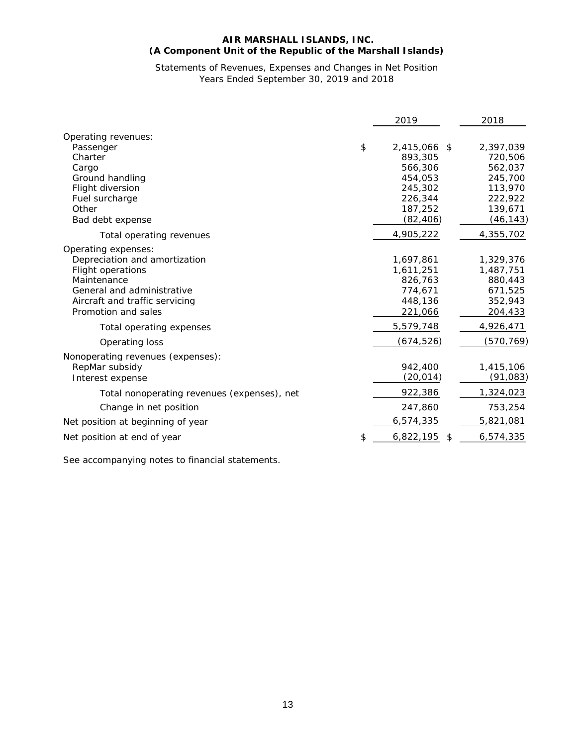**AIR MARSHALL ISLANDS, INC.**
**(A Component Unit of the Republic of the Marshall Islands)**

Statements of Revenues, Expenses and Changes in Net Position
Years Ended September 30, 2019 and 2018

| | 2019 | 2018 |
|---|---|---|
| Operating revenues: | | |
| Passenger | $ 2,415,066 | $ 2,397,039 |
| Charter | 893,305 | 720,506 |
| Cargo | 566,306 | 562,037 |
| Ground handling | 454,053 | 245,700 |
| Flight diversion | 245,302 | 113,970 |
| Fuel surcharge | 226,344 | 222,922 |
| Other | 187,252 | 139,671 |
| Bad debt expense | (82,406) | (46,143) |
| Total operating revenues | 4,905,222 | 4,355,702 |
| Operating expenses: | | |
| Depreciation and amortization | 1,697,861 | 1,329,376 |
| Flight operations | 1,611,251 | 1,487,751 |
| Maintenance | 826,763 | 880,443 |
| General and administrative | 774,671 | 671,525 |
| Aircraft and traffic servicing | 448,136 | 352,943 |
| Promotion and sales | 221,066 | 204,433 |
| Total operating expenses | 5,579,748 | 4,926,471 |
| Operating loss | (674,526) | (570,769) |
| Nonoperating revenues (expenses): | | |
| RepMar subsidy | 942,400 | 1,415,106 |
| Interest expense | (20,014) | (91,083) |
| Total nonoperating revenues (expenses), net | 922,386 | 1,324,023 |
| Change in net position | 247,860 | 753,254 |
| Net position at beginning of year | 6,574,335 | 5,821,081 |
| Net position at end of year | $ 6,822,195 | $ 6,574,335 |

See accompanying notes to financial statements.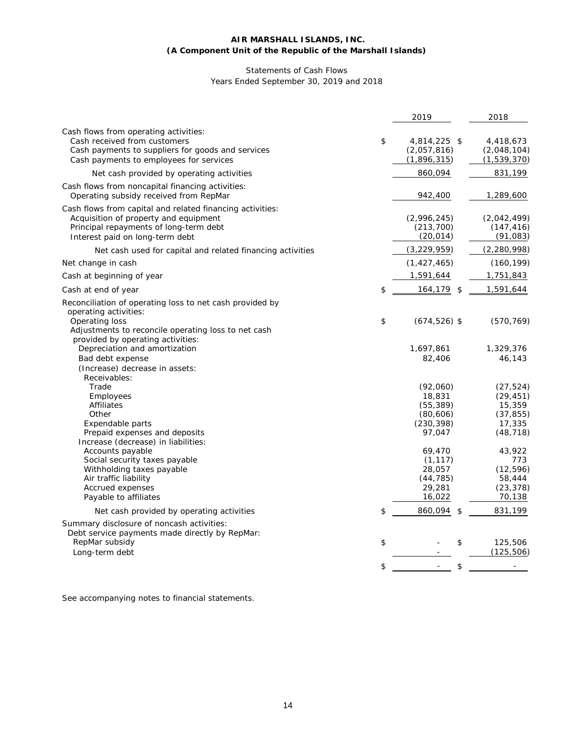**AIR MARSHALL ISLANDS, INC.**
**(A Component Unit of the Republic of the Marshall Islands)**

Statements of Cash Flows
Years Ended September 30, 2019 and 2018

| | 2019 | 2018 |
|---|---|---|
| Cash flows from operating activities: | | |
| Cash received from customers | $ 4,814,225 | $ 4,418,673 |
| Cash payments to suppliers for goods and services | (2,057,816) | (2,048,104) |
| Cash payments to employees for services | (1,896,315) | (1,539,370) |
| Net cash provided by operating activities | 860,094 | 831,199 |
| Cash flows from noncapital financing activities: | | |
| Operating subsidy received from RepMar | 942,400 | 1,289,600 |
| Cash flows from capital and related financing activities: | | |
| Acquisition of property and equipment | (2,996,245) | (2,042,499) |
| Principal repayments of long-term debt | (213,700) | (147,416) |
| Interest paid on long-term debt | (20,014) | (91,083) |
| Net cash used for capital and related financing activities | (3,229,959) | (2,280,998) |
| Net change in cash | (1,427,465) | (160,199) |
| Cash at beginning of year | 1,591,644 | 1,751,843 |
| Cash at end of year | $ 164,179 | $ 1,591,644 |
| Reconciliation of operating loss to net cash provided by operating activities: | | |
| Operating loss | $ (674,526) | $ (570,769) |
| Adjustments to reconcile operating loss to net cash provided by operating activities: | | |
| Depreciation and amortization | 1,697,861 | 1,329,376 |
| Bad debt expense | 82,406 | 46,143 |
| (Increase) decrease in assets: | | |
| Receivables: | | |
| Trade | (92,060) | (27,524) |
| Employees | 18,831 | (29,451) |
| Affiliates | (55,389) | 15,359 |
| Other | (80,606) | (37,855) |
| Expendable parts | (230,398) | 17,335 |
| Prepaid expenses and deposits | 97,047 | (48,718) |
| Increase (decrease) in liabilities: | | |
| Accounts payable | 69,470 | 43,922 |
| Social security taxes payable | (1,117) | 773 |
| Withholding taxes payable | 28,057 | (12,596) |
| Air traffic liability | (44,785) | 58,444 |
| Accrued expenses | 29,281 | (23,378) |
| Payable to affiliates | 16,022 | 70,138 |
| Net cash provided by operating activities | $ 860,094 | $ 831,199 |
| Summary disclosure of noncash activities: | | |
| Debt service payments made directly by RepMar: | | |
| RepMar subsidy | $ - | $ 125,506 |
| Long-term debt | - | (125,506) |
| | $ - | $ - |

See accompanying notes to financial statements.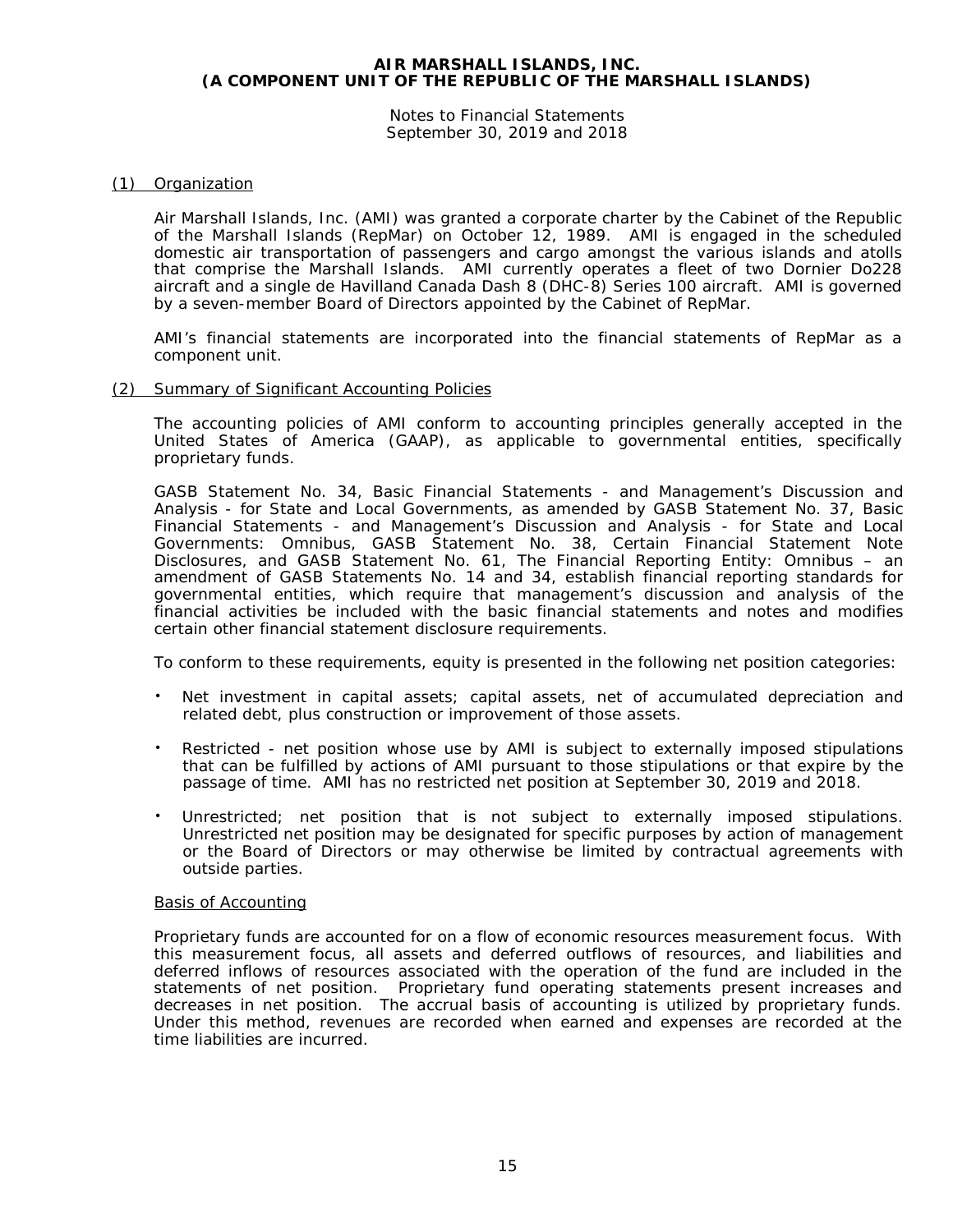**AIR MARSHALL ISLANDS, INC.**
**(A COMPONENT UNIT OF THE REPUBLIC OF THE MARSHALL ISLANDS)**

Notes to Financial Statements
September 30, 2019 and 2018

## (1) Organization

Air Marshall Islands, Inc. (AMI) was granted a corporate charter by the Cabinet of the Republic of the Marshall Islands (RepMar) on October 12, 1989. AMI is engaged in the scheduled domestic air transportation of passengers and cargo amongst the various islands and atolls that comprise the Marshall Islands. AMI currently operates a fleet of two Dornier Do228 aircraft and a single de Havilland Canada Dash 8 (DHC-8) Series 100 aircraft. AMI is governed by a seven-member Board of Directors appointed by the Cabinet of RepMar.

AMI's financial statements are incorporated into the financial statements of RepMar as a component unit.

## (2) Summary of Significant Accounting Policies

The accounting policies of AMI conform to accounting principles generally accepted in the United States of America (GAAP), as applicable to governmental entities, specifically proprietary funds.

GASB Statement No. 34, Basic Financial Statements - and Management's Discussion and Analysis - for State and Local Governments, as amended by GASB Statement No. 37, Basic Financial Statements - and Management's Discussion and Analysis - for State and Local Governments: Omnibus, GASB Statement No. 38, Certain Financial Statement Note Disclosures, and GASB Statement No. 61, The Financial Reporting Entity: Omnibus – an amendment of GASB Statements No. 14 and 34, establish financial reporting standards for governmental entities, which require that management's discussion and analysis of the financial activities be included with the basic financial statements and notes and modifies certain other financial statement disclosure requirements.

To conform to these requirements, equity is presented in the following net position categories:

- Net investment in capital assets; capital assets, net of accumulated depreciation and related debt, plus construction or improvement of those assets.
- Restricted - net position whose use by AMI is subject to externally imposed stipulations that can be fulfilled by actions of AMI pursuant to those stipulations or that expire by the passage of time. AMI has no restricted net position at September 30, 2019 and 2018.
- Unrestricted; net position that is not subject to externally imposed stipulations. Unrestricted net position may be designated for specific purposes by action of management or the Board of Directors or may otherwise be limited by contractual agreements with outside parties.

### Basis of Accounting

Proprietary funds are accounted for on a flow of economic resources measurement focus. With this measurement focus, all assets and deferred outflows of resources, and liabilities and deferred inflows of resources associated with the operation of the fund are included in the statements of net position. Proprietary fund operating statements present increases and decreases in net position. The accrual basis of accounting is utilized by proprietary funds. Under this method, revenues are recorded when earned and expenses are recorded at the time liabilities are incurred.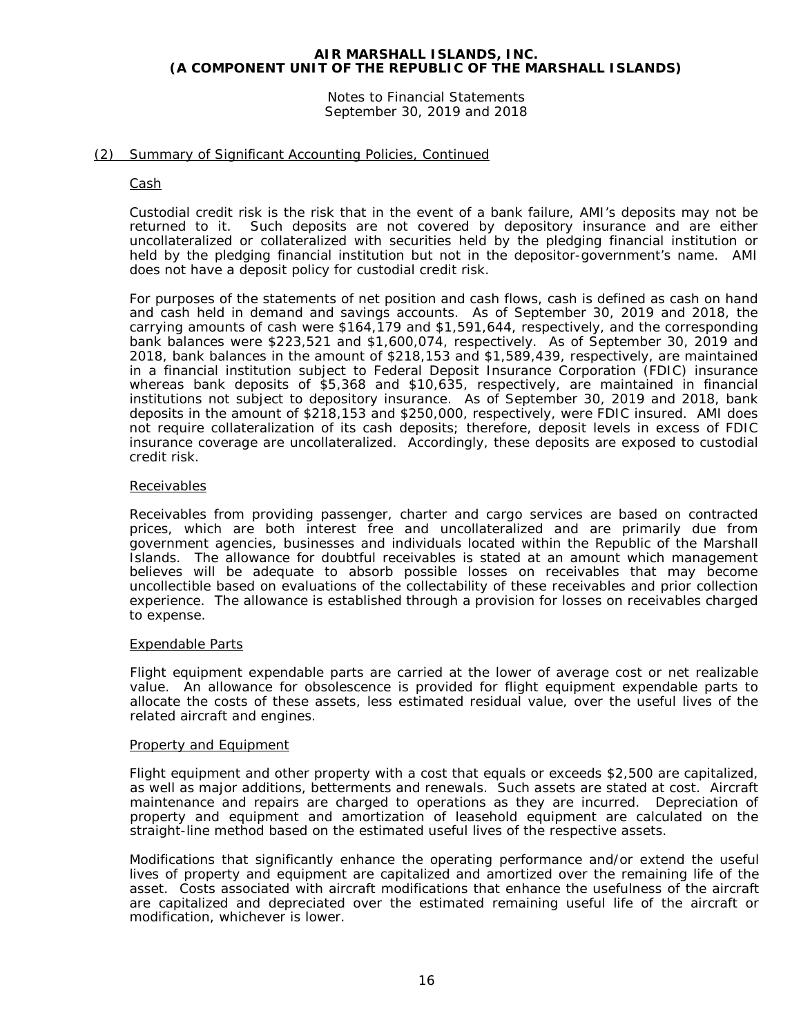## (2) Summary of Significant Accounting Policies, Continued

### Cash

Custodial credit risk is the risk that in the event of a bank failure, AMI's deposits may not be returned to it. Such deposits are not covered by depository insurance and are either uncollateralized or collateralized with securities held by the pledging financial institution or held by the pledging financial institution but not in the depositor-government's name. AMI does not have a deposit policy for custodial credit risk.

For purposes of the statements of net position and cash flows, cash is defined as cash on hand and cash held in demand and savings accounts. As of September 30, 2019 and 2018, the carrying amounts of cash were $164,179 and $1,591,644, respectively, and the corresponding bank balances were $223,521 and $1,600,074, respectively. As of September 30, 2019 and 2018, bank balances in the amount of $218,153 and $1,589,439, respectively, are maintained in a financial institution subject to Federal Deposit Insurance Corporation (FDIC) insurance whereas bank deposits of $5,368 and $10,635, respectively, are maintained in financial institutions not subject to depository insurance. As of September 30, 2019 and 2018, bank deposits in the amount of $218,153 and $250,000, respectively, were FDIC insured. AMI does not require collateralization of its cash deposits; therefore, deposit levels in excess of FDIC insurance coverage are uncollateralized. Accordingly, these deposits are exposed to custodial credit risk.

### Receivables

Receivables from providing passenger, charter and cargo services are based on contracted prices, which are both interest free and uncollateralized and are primarily due from government agencies, businesses and individuals located within the Republic of the Marshall Islands. The allowance for doubtful receivables is stated at an amount which management believes will be adequate to absorb possible losses on receivables that may become uncollectible based on evaluations of the collectability of these receivables and prior collection experience. The allowance is established through a provision for losses on receivables charged to expense.

### Expendable Parts

Flight equipment expendable parts are carried at the lower of average cost or net realizable value. An allowance for obsolescence is provided for flight equipment expendable parts to allocate the costs of these assets, less estimated residual value, over the useful lives of the related aircraft and engines.

### Property and Equipment

Flight equipment and other property with a cost that equals or exceeds $2,500 are capitalized, as well as major additions, betterments and renewals. Such assets are stated at cost. Aircraft maintenance and repairs are charged to operations as they are incurred. Depreciation of property and equipment and amortization of leasehold equipment are calculated on the straight-line method based on the estimated useful lives of the respective assets.

Modifications that significantly enhance the operating performance and/or extend the useful lives of property and equipment are capitalized and amortized over the remaining life of the asset. Costs associated with aircraft modifications that enhance the usefulness of the aircraft are capitalized and depreciated over the estimated remaining useful life of the aircraft or modification, whichever is lower.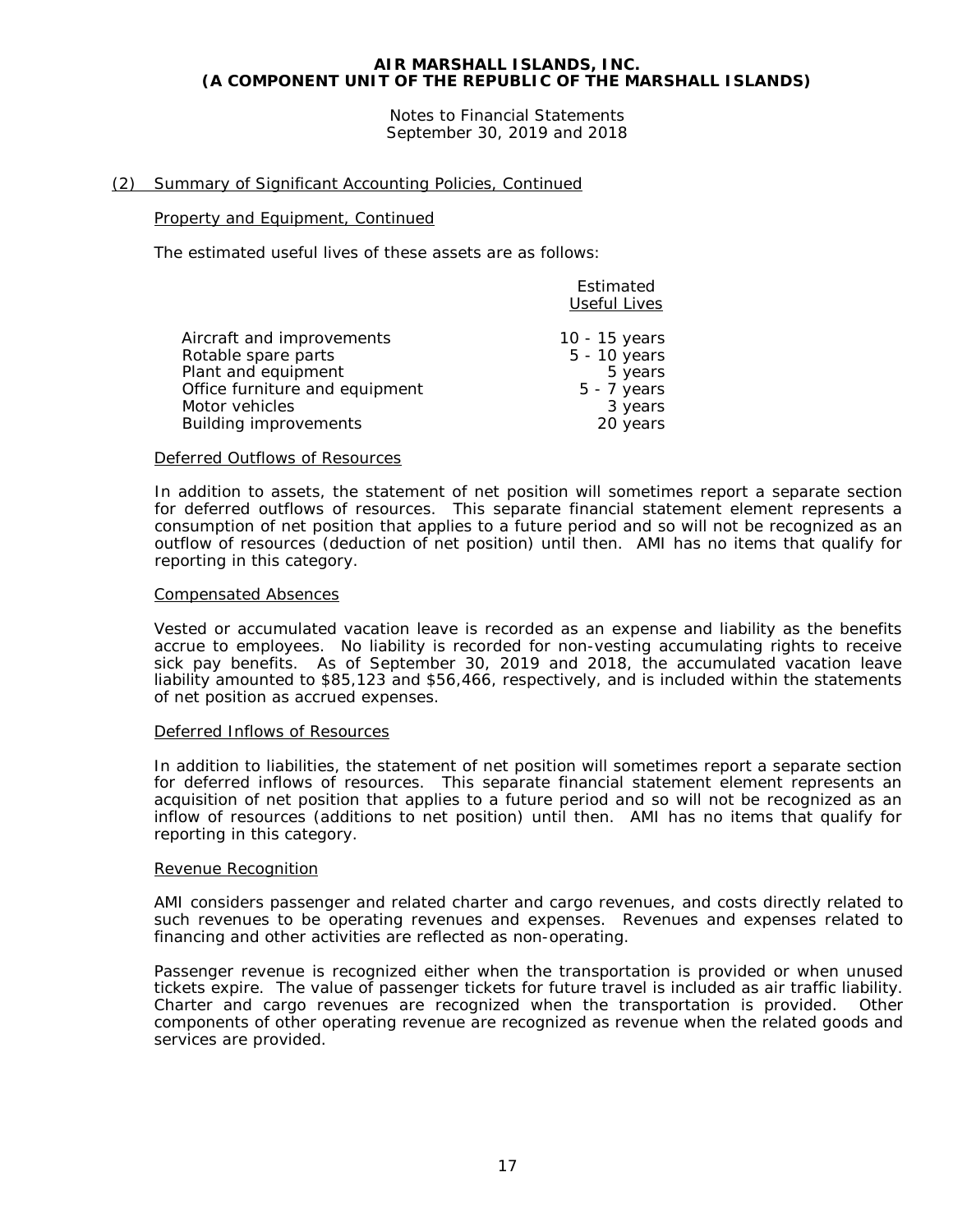# AIR MARSHALL ISLANDS, INC.
# (A COMPONENT UNIT OF THE REPUBLIC OF THE MARSHALL ISLANDS)

Notes to Financial Statements
September 30, 2019 and 2018

## (2) Summary of Significant Accounting Policies, Continued

### Property and Equipment, Continued

The estimated useful lives of these assets are as follows:

| | Estimated Useful Lives |
|---|---|
| Aircraft and improvements | 10 - 15 years |
| Rotable spare parts | 5 - 10 years |
| Plant and equipment | 5 years |
| Office furniture and equipment | 5 - 7 years |
| Motor vehicles | 3 years |
| Building improvements | 20 years |

### Deferred Outflows of Resources

In addition to assets, the statement of net position will sometimes report a separate section for deferred outflows of resources. This separate financial statement element represents a consumption of net position that applies to a future period and so will not be recognized as an outflow of resources (deduction of net position) until then. AMI has no items that qualify for reporting in this category.

### Compensated Absences

Vested or accumulated vacation leave is recorded as an expense and liability as the benefits accrue to employees. No liability is recorded for non-vesting accumulating rights to receive sick pay benefits. As of September 30, 2019 and 2018, the accumulated vacation leave liability amounted to $85,123 and $56,466, respectively, and is included within the statements of net position as accrued expenses.

### Deferred Inflows of Resources

In addition to liabilities, the statement of net position will sometimes report a separate section for deferred inflows of resources. This separate financial statement element represents an acquisition of net position that applies to a future period and so will not be recognized as an inflow of resources (additions to net position) until then. AMI has no items that qualify for reporting in this category.

### Revenue Recognition

AMI considers passenger and related charter and cargo revenues, and costs directly related to such revenues to be operating revenues and expenses. Revenues and expenses related to financing and other activities are reflected as non-operating.

Passenger revenue is recognized either when the transportation is provided or when unused tickets expire. The value of passenger tickets for future travel is included as air traffic liability. Charter and cargo revenues are recognized when the transportation is provided. Other components of other operating revenue are recognized as revenue when the related goods and services are provided.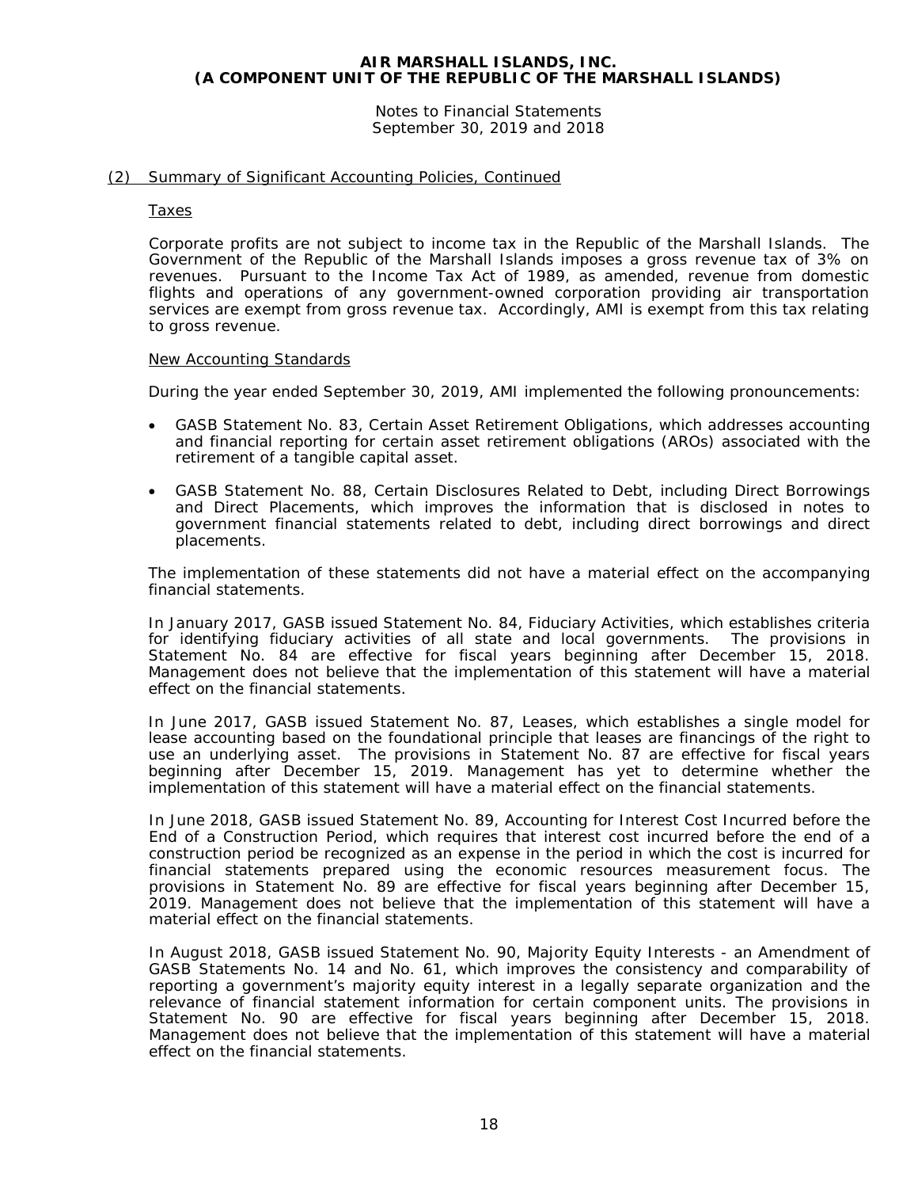# AIR MARSHALL ISLANDS, INC.
# (A COMPONENT UNIT OF THE REPUBLIC OF THE MARSHALL ISLANDS)

Notes to Financial Statements
September 30, 2019 and 2018

## (2) Summary of Significant Accounting Policies, Continued

### Taxes

Corporate profits are not subject to income tax in the Republic of the Marshall Islands. The Government of the Republic of the Marshall Islands imposes a gross revenue tax of 3% on revenues. Pursuant to the Income Tax Act of 1989, as amended, revenue from domestic flights and operations of any government-owned corporation providing air transportation services are exempt from gross revenue tax. Accordingly, AMI is exempt from this tax relating to gross revenue.

### New Accounting Standards

During the year ended September 30, 2019, AMI implemented the following pronouncements:

- GASB Statement No. 83, Certain Asset Retirement Obligations, which addresses accounting and financial reporting for certain asset retirement obligations (AROs) associated with the retirement of a tangible capital asset.
- GASB Statement No. 88, Certain Disclosures Related to Debt, including Direct Borrowings and Direct Placements, which improves the information that is disclosed in notes to government financial statements related to debt, including direct borrowings and direct placements.

The implementation of these statements did not have a material effect on the accompanying financial statements.

In January 2017, GASB issued Statement No. 84, Fiduciary Activities, which establishes criteria for identifying fiduciary activities of all state and local governments. The provisions in Statement No. 84 are effective for fiscal years beginning after December 15, 2018. Management does not believe that the implementation of this statement will have a material effect on the financial statements.

In June 2017, GASB issued Statement No. 87, Leases, which establishes a single model for lease accounting based on the foundational principle that leases are financings of the right to use an underlying asset. The provisions in Statement No. 87 are effective for fiscal years beginning after December 15, 2019. Management has yet to determine whether the implementation of this statement will have a material effect on the financial statements.

In June 2018, GASB issued Statement No. 89, Accounting for Interest Cost Incurred before the End of a Construction Period, which requires that interest cost incurred before the end of a construction period be recognized as an expense in the period in which the cost is incurred for financial statements prepared using the economic resources measurement focus. The provisions in Statement No. 89 are effective for fiscal years beginning after December 15, 2019. Management does not believe that the implementation of this statement will have a material effect on the financial statements.

In August 2018, GASB issued Statement No. 90, Majority Equity Interests - an Amendment of GASB Statements No. 14 and No. 61, which improves the consistency and comparability of reporting a government's majority equity interest in a legally separate organization and the relevance of financial statement information for certain component units. The provisions in Statement No. 90 are effective for fiscal years beginning after December 15, 2018. Management does not believe that the implementation of this statement will have a material effect on the financial statements.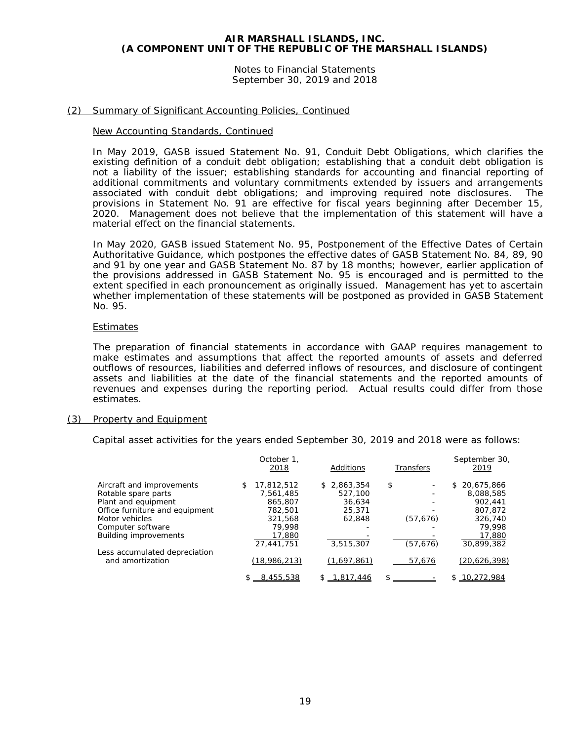AIR MARSHALL ISLANDS, INC.
(A COMPONENT UNIT OF THE REPUBLIC OF THE MARSHALL ISLANDS)

Notes to Financial Statements
September 30, 2019 and 2018

## (2) Summary of Significant Accounting Policies, Continued

### New Accounting Standards, Continued

In May 2019, GASB issued Statement No. 91, Conduit Debt Obligations, which clarifies the existing definition of a conduit debt obligation; establishing that a conduit debt obligation is not a liability of the issuer; establishing standards for accounting and financial reporting of additional commitments and voluntary commitments extended by issuers and arrangements associated with conduit debt obligations; and improving required note disclosures. The provisions in Statement No. 91 are effective for fiscal years beginning after December 15, 2020. Management does not believe that the implementation of this statement will have a material effect on the financial statements.

In May 2020, GASB issued Statement No. 95, Postponement of the Effective Dates of Certain Authoritative Guidance, which postpones the effective dates of GASB Statement No. 84, 89, 90 and 91 by one year and GASB Statement No. 87 by 18 months; however, earlier application of the provisions addressed in GASB Statement No. 95 is encouraged and is permitted to the extent specified in each pronouncement as originally issued. Management has yet to ascertain whether implementation of these statements will be postponed as provided in GASB Statement No. 95.

### Estimates

The preparation of financial statements in accordance with GAAP requires management to make estimates and assumptions that affect the reported amounts of assets and deferred outflows of resources, liabilities and deferred inflows of resources, and disclosure of contingent assets and liabilities at the date of the financial statements and the reported amounts of revenues and expenses during the reporting period. Actual results could differ from those estimates.

## (3) Property and Equipment

Capital asset activities for the years ended September 30, 2019 and 2018 were as follows:

| | October 1, 2018 | Additions | Transfers | September 30, 2019 |
|---|---|---|---|---|
| Aircraft and improvements | $ 17,812,512 | $ 2,863,354 | $ - | $ 20,675,866 |
| Rotable spare parts | 7,561,485 | 527,100 | - | 8,088,585 |
| Plant and equipment | 865,807 | 36,634 | - | 902,441 |
| Office furniture and equipment | 782,501 | 25,371 | - | 807,872 |
| Motor vehicles | 321,568 | 62,848 | (57,676) | 326,740 |
| Computer software | 79,998 | - | - | 79,998 |
| Building improvements | 17,880 | - | - | 17,880 |
| | 27,441,751 | 3,515,307 | (57,676) | 30,899,382 |
| Less accumulated depreciation and amortization | (18,986,213) | (1,697,861) | 57,676 | (20,626,398) |
| | $ 8,455,538 | $ 1,817,446 | $ - | $ 10,272,984 |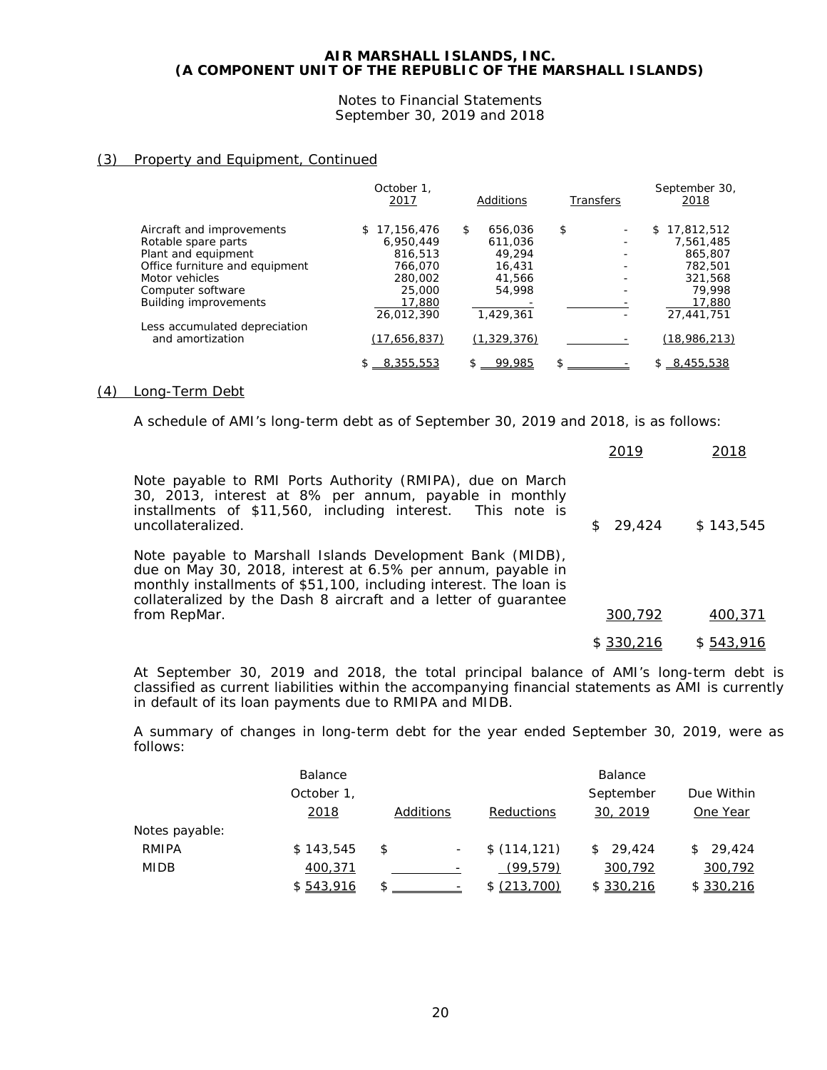**AIR MARSHALL ISLANDS, INC.**
**(A COMPONENT UNIT OF THE REPUBLIC OF THE MARSHALL ISLANDS)**

Notes to Financial Statements
September 30, 2019 and 2018

## (3) Property and Equipment, Continued

| | October 1, 2017 | Additions | Transfers | September 30, 2018 |
|---|---|---|---|---|
| Aircraft and improvements | $ 17,156,476 | $ 656,036 | $ - | $ 17,812,512 |
| Rotable spare parts | 6,950,449 | 611,036 | - | 7,561,485 |
| Plant and equipment | 816,513 | 49,294 | - | 865,807 |
| Office furniture and equipment | 766,070 | 16,431 | - | 782,501 |
| Motor vehicles | 280,002 | 41,566 | - | 321,568 |
| Computer software | 25,000 | 54,998 | - | 79,998 |
| Building improvements | 17,880 | - | - | 17,880 |
| | 26,012,390 | 1,429,361 | - | 27,441,751 |
| Less accumulated depreciation and amortization | (17,656,837) | (1,329,376) | - | (18,986,213) |
| | $ 8,355,553 | $ 99,985 | $ - | $ 8,455,538 |

## (4) Long-Term Debt

A schedule of AMI's long-term debt as of September 30, 2019 and 2018, is as follows:

| | 2019 | 2018 |
|---|---|---|
| Note payable to RMI Ports Authority (RMIPA), due on March 30, 2013, interest at 8% per annum, payable in monthly installments of $11,560, including interest. This note is uncollateralized. | $ 29,424 | $ 143,545 |
| Note payable to Marshall Islands Development Bank (MIDB), due on May 30, 2018, interest at 6.5% per annum, payable in monthly installments of $51,100, including interest. The loan is collateralized by the Dash 8 aircraft and a letter of guarantee from RepMar. | 300,792 | 400,371 |
| | $ 330,216 | $ 543,916 |

At September 30, 2019 and 2018, the total principal balance of AMI's long-term debt is classified as current liabilities within the accompanying financial statements as AMI is currently in default of its loan payments due to RMIPA and MIDB.

A summary of changes in long-term debt for the year ended September 30, 2019, were as follows:

| | Balance October 1, 2018 | Additions | Reductions | Balance September 30, 2019 | Due Within One Year |
|---|---|---|---|---|---|
| Notes payable: | | | | | |
| RMIPA | $ 143,545 | $ - | $ (114,121) | $ 29,424 | $ 29,424 |
| MIDB | 400,371 | - | (99,579) | 300,792 | 300,792 |
| | $ 543,916 | $ - | $ (213,700) | $ 330,216 | $ 330,216 |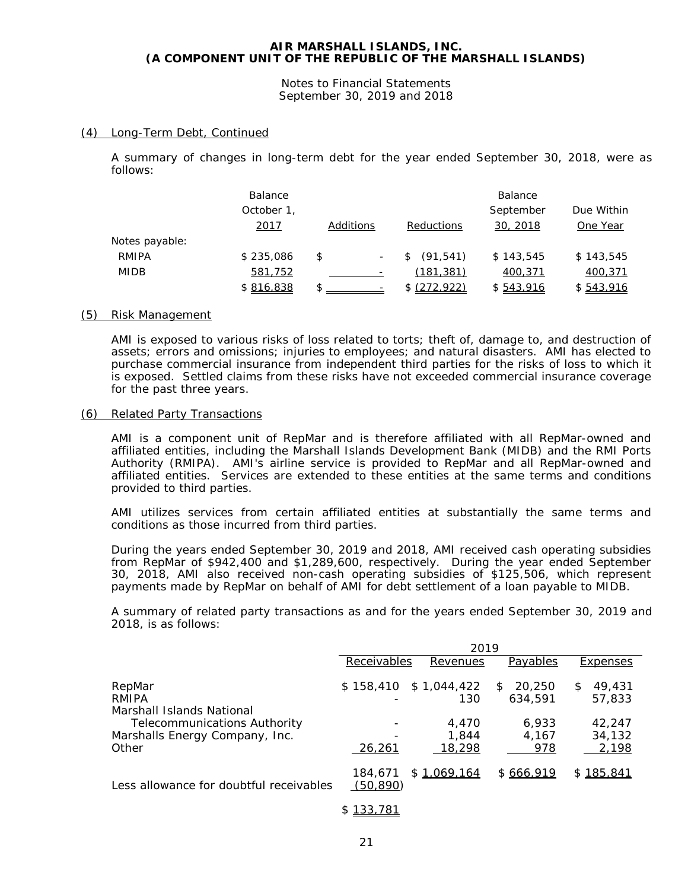**AIR MARSHALL ISLANDS, INC.**
**(A COMPONENT UNIT OF THE REPUBLIC OF THE MARSHALL ISLANDS)**

Notes to Financial Statements
September 30, 2019 and 2018

(4) Long-Term Debt, Continued

A summary of changes in long-term debt for the year ended September 30, 2018, were as follows:

| | Balance October 1, 2017 | Additions | Reductions | Balance September 30, 2018 | Due Within One Year |
|---|---|---|---|---|---|
| Notes payable: | | | | | |
| RMIPA | $ 235,086 | $ - | $ (91,541) | $ 143,545 | $ 143,545 |
| MIDB | 581,752 | - | (181,381) | 400,371 | 400,371 |
| | $ 816,838 | $ - | $ (272,922) | $ 543,916 | $ 543,916 |

(5) Risk Management

AMI is exposed to various risks of loss related to torts; theft of, damage to, and destruction of assets; errors and omissions; injuries to employees; and natural disasters. AMI has elected to purchase commercial insurance from independent third parties for the risks of loss to which it is exposed. Settled claims from these risks have not exceeded commercial insurance coverage for the past three years.

(6) Related Party Transactions

AMI is a component unit of RepMar and is therefore affiliated with all RepMar-owned and affiliated entities, including the Marshall Islands Development Bank (MIDB) and the RMI Ports Authority (RMIPA). AMI's airline service is provided to RepMar and all RepMar-owned and affiliated entities. Services are extended to these entities at the same terms and conditions provided to third parties.

AMI utilizes services from certain affiliated entities at substantially the same terms and conditions as those incurred from third parties.

During the years ended September 30, 2019 and 2018, AMI received cash operating subsidies from RepMar of $942,400 and $1,289,600, respectively. During the year ended September 30, 2018, AMI also received non-cash operating subsidies of $125,506, which represent payments made by RepMar on behalf of AMI for debt settlement of a loan payable to MIDB.

A summary of related party transactions as and for the years ended September 30, 2019 and 2018, is as follows:

| | 2019 | | | |
|---|---|---|---|---|
| | Receivables | Revenues | Payables | Expenses |
| RepMar | $ 158,410 | $ 1,044,422 | $ 20,250 | $ 49,431 |
| RMIPA | - | 130 | 634,591 | 57,833 |
| Marshall Islands National Telecommunications Authority | - | 4,470 | 6,933 | 42,247 |
| Marshalls Energy Company, Inc. | - | 1,844 | 4,167 | 34,132 |
| Other | 26,261 | 18,298 | 978 | 2,198 |
| | 184,671 | $ 1,069,164 | $ 666,919 | $ 185,841 |
| Less allowance for doubtful receivables | (50,890) | | | |
| | $ 133,781 | | | |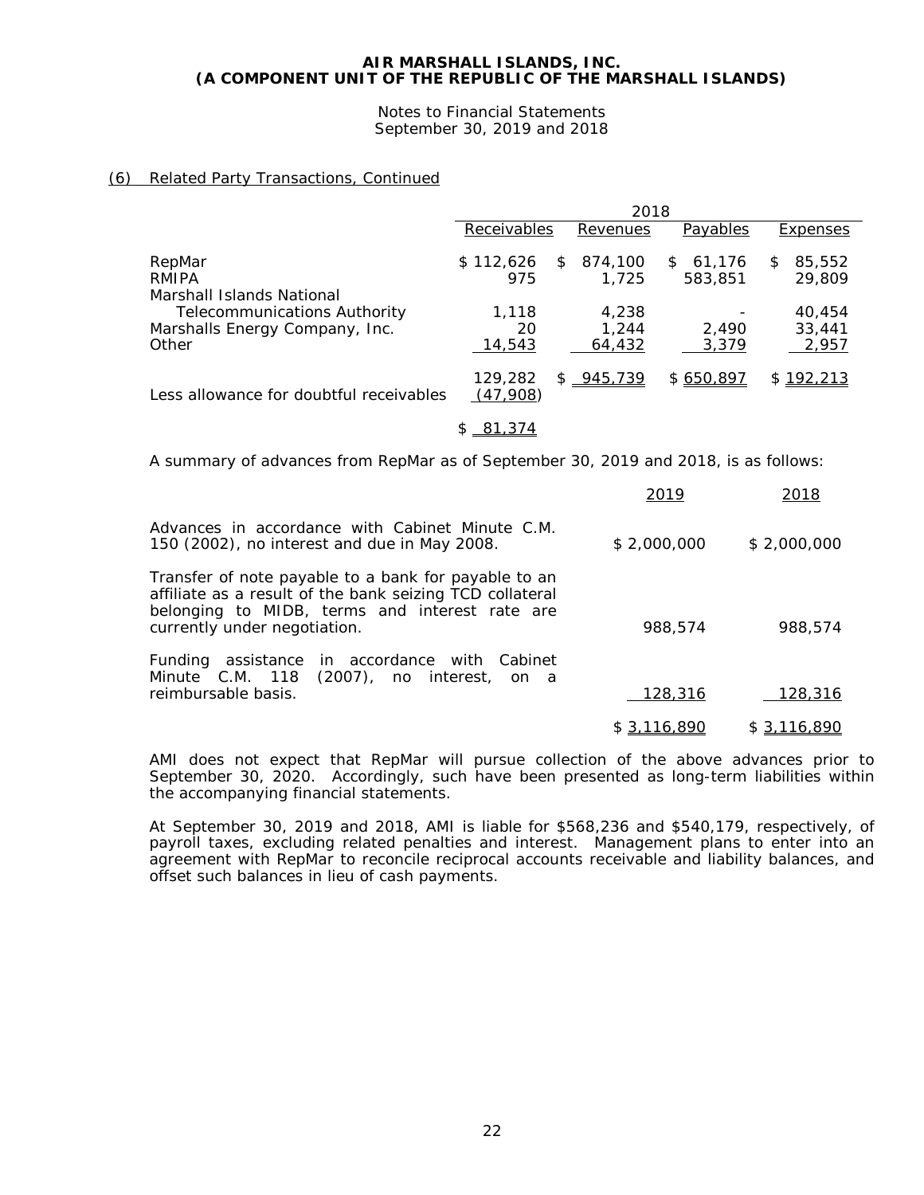**AIR MARSHALL ISLANDS, INC.**
**(A COMPONENT UNIT OF THE REPUBLIC OF THE MARSHALL ISLANDS)**

Notes to Financial Statements
September 30, 2019 and 2018

(6) Related Party Transactions, Continued

| | 2018 | | | |
|---|---|---|---|---|
| | Receivables | Revenues | Payables | Expenses |
| RepMar | $ 112,626 | $ 874,100 | $ 61,176 | $ 85,552 |
| RMIPA | 975 | 1,725 | 583,851 | 29,809 |
| Marshall Islands National Telecommunications Authority | 1,118 | 4,238 | - | 40,454 |
| Marshalls Energy Company, Inc. | 20 | 1,244 | 2,490 | 33,441 |
| Other | 14,543 | 64,432 | 3,379 | 2,957 |
| | 129,282 | $ 945,739 | $ 650,897 | $ 192,213 |
| Less allowance for doubtful receivables | (47,908) | | | |
| | $ 81,374 | | | |

A summary of advances from RepMar as of September 30, 2019 and 2018, is as follows:

| | 2019 | 2018 |
|---|---|---|
| Advances in accordance with Cabinet Minute C.M. 150 (2002), no interest and due in May 2008. | $ 2,000,000 | $ 2,000,000 |
| Transfer of note payable to a bank for payable to an affiliate as a result of the bank seizing TCD collateral belonging to MIDB, terms and interest rate are currently under negotiation. | 988,574 | 988,574 |
| Funding assistance in accordance with Cabinet Minute C.M. 118 (2007), no interest, on a reimbursable basis. | 128,316 | 128,316 |
| | $ 3,116,890 | $ 3,116,890 |

AMI does not expect that RepMar will pursue collection of the above advances prior to September 30, 2020. Accordingly, such have been presented as long-term liabilities within the accompanying financial statements.

At September 30, 2019 and 2018, AMI is liable for $568,236 and $540,179, respectively, of payroll taxes, excluding related penalties and interest. Management plans to enter into an agreement with RepMar to reconcile reciprocal accounts receivable and liability balances, and offset such balances in lieu of cash payments.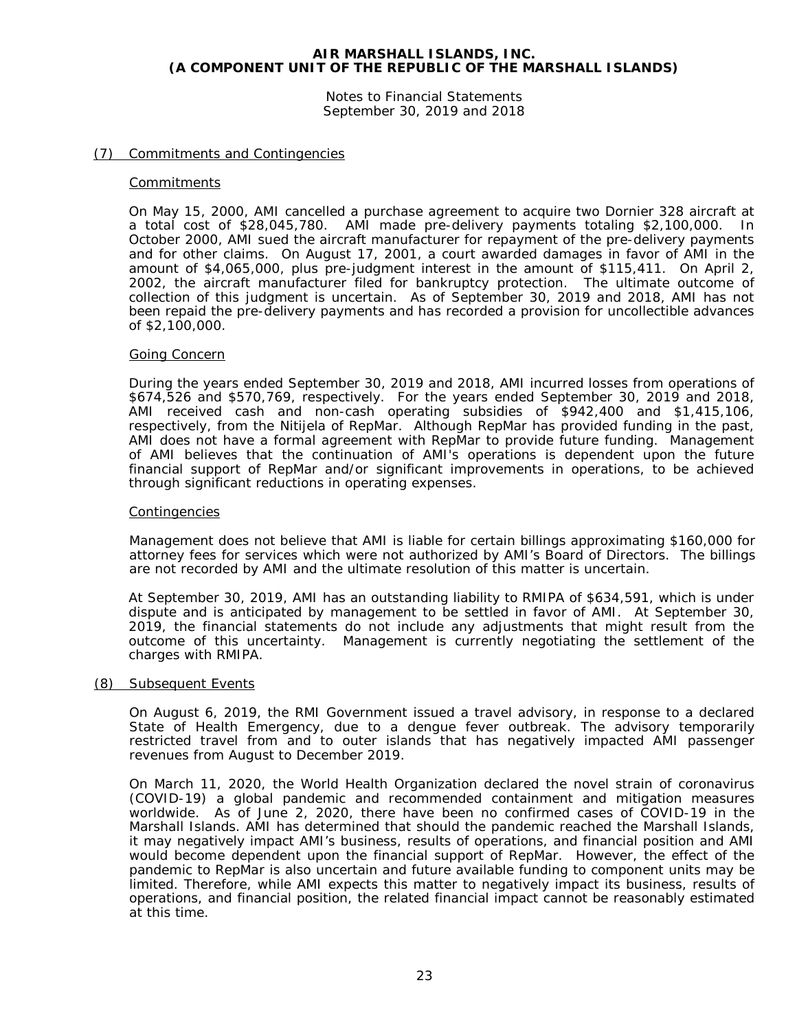# AIR MARSHALL ISLANDS, INC.
# (A COMPONENT UNIT OF THE REPUBLIC OF THE MARSHALL ISLANDS)

Notes to Financial Statements
September 30, 2019 and 2018

## (7) Commitments and Contingencies

### Commitments

On May 15, 2000, AMI cancelled a purchase agreement to acquire two Dornier 328 aircraft at a total cost of $28,045,780. AMI made pre-delivery payments totaling $2,100,000. In October 2000, AMI sued the aircraft manufacturer for repayment of the pre-delivery payments and for other claims. On August 17, 2001, a court awarded damages in favor of AMI in the amount of $4,065,000, plus pre-judgment interest in the amount of $115,411. On April 2, 2002, the aircraft manufacturer filed for bankruptcy protection. The ultimate outcome of collection of this judgment is uncertain. As of September 30, 2019 and 2018, AMI has not been repaid the pre-delivery payments and has recorded a provision for uncollectible advances of $2,100,000.

### Going Concern

During the years ended September 30, 2019 and 2018, AMI incurred losses from operations of $674,526 and $570,769, respectively. For the years ended September 30, 2019 and 2018, AMI received cash and non-cash operating subsidies of $942,400 and $1,415,106, respectively, from the Nitijela of RepMar. Although RepMar has provided funding in the past, AMI does not have a formal agreement with RepMar to provide future funding. Management of AMI believes that the continuation of AMI's operations is dependent upon the future financial support of RepMar and/or significant improvements in operations, to be achieved through significant reductions in operating expenses.

### Contingencies

Management does not believe that AMI is liable for certain billings approximating $160,000 for attorney fees for services which were not authorized by AMI's Board of Directors. The billings are not recorded by AMI and the ultimate resolution of this matter is uncertain.

At September 30, 2019, AMI has an outstanding liability to RMIPA of $634,591, which is under dispute and is anticipated by management to be settled in favor of AMI. At September 30, 2019, the financial statements do not include any adjustments that might result from the outcome of this uncertainty. Management is currently negotiating the settlement of the charges with RMIPA.

## (8) Subsequent Events

On August 6, 2019, the RMI Government issued a travel advisory, in response to a declared State of Health Emergency, due to a dengue fever outbreak. The advisory temporarily restricted travel from and to outer islands that has negatively impacted AMI passenger revenues from August to December 2019.

On March 11, 2020, the World Health Organization declared the novel strain of coronavirus (COVID-19) a global pandemic and recommended containment and mitigation measures worldwide. As of June 2, 2020, there have been no confirmed cases of COVID-19 in the Marshall Islands. AMI has determined that should the pandemic reached the Marshall Islands, it may negatively impact AMI's business, results of operations, and financial position and AMI would become dependent upon the financial support of RepMar. However, the effect of the pandemic to RepMar is also uncertain and future available funding to component units may be limited. Therefore, while AMI expects this matter to negatively impact its business, results of operations, and financial position, the related financial impact cannot be reasonably estimated at this time.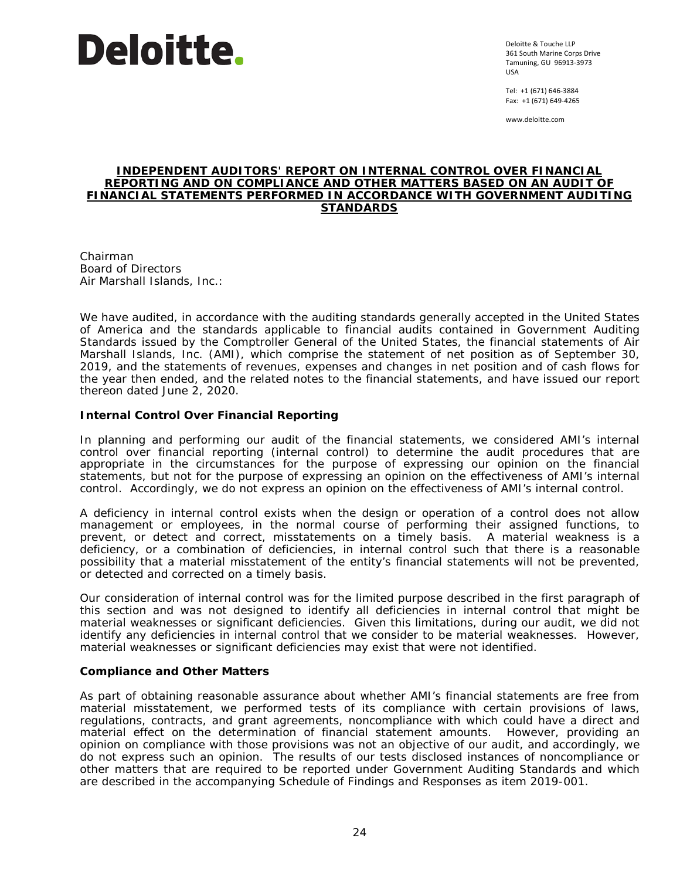**Deloitte.**

Deloitte & Touche LLP
361 South Marine Corps Drive
Tamuning, GU 96913-3973
USA

Tel: +1 (671) 646-3884
Fax: +1 (671) 649-4265

www.deloitte.com

## INDEPENDENT AUDITORS' REPORT ON INTERNAL CONTROL OVER FINANCIAL REPORTING AND ON COMPLIANCE AND OTHER MATTERS BASED ON AN AUDIT OF FINANCIAL STATEMENTS PERFORMED IN ACCORDANCE WITH GOVERNMENT AUDITING STANDARDS

Chairman
Board of Directors
Air Marshall Islands, Inc.:

We have audited, in accordance with the auditing standards generally accepted in the United States of America and the standards applicable to financial audits contained in Government Auditing Standards issued by the Comptroller General of the United States, the financial statements of Air Marshall Islands, Inc. (AMI), which comprise the statement of net position as of September 30, 2019, and the statements of revenues, expenses and changes in net position and of cash flows for the year then ended, and the related notes to the financial statements, and have issued our report thereon dated June 2, 2020.

### Internal Control Over Financial Reporting

In planning and performing our audit of the financial statements, we considered AMI's internal control over financial reporting (internal control) to determine the audit procedures that are appropriate in the circumstances for the purpose of expressing our opinion on the financial statements, but not for the purpose of expressing an opinion on the effectiveness of AMI's internal control. Accordingly, we do not express an opinion on the effectiveness of AMI's internal control.

A deficiency in internal control exists when the design or operation of a control does not allow management or employees, in the normal course of performing their assigned functions, to prevent, or detect and correct, misstatements on a timely basis. A material weakness is a deficiency, or a combination of deficiencies, in internal control such that there is a reasonable possibility that a material misstatement of the entity's financial statements will not be prevented, or detected and corrected on a timely basis.

Our consideration of internal control was for the limited purpose described in the first paragraph of this section and was not designed to identify all deficiencies in internal control that might be material weaknesses or significant deficiencies. Given this limitations, during our audit, we did not identify any deficiencies in internal control that we consider to be material weaknesses. However, material weaknesses or significant deficiencies may exist that were not identified.

### Compliance and Other Matters

As part of obtaining reasonable assurance about whether AMI's financial statements are free from material misstatement, we performed tests of its compliance with certain provisions of laws, regulations, contracts, and grant agreements, noncompliance with which could have a direct and material effect on the determination of financial statement amounts. However, providing an opinion on compliance with those provisions was not an objective of our audit, and accordingly, we do not express such an opinion. The results of our tests disclosed instances of noncompliance or other matters that are required to be reported under Government Auditing Standards and which are described in the accompanying Schedule of Findings and Responses as item 2019-001.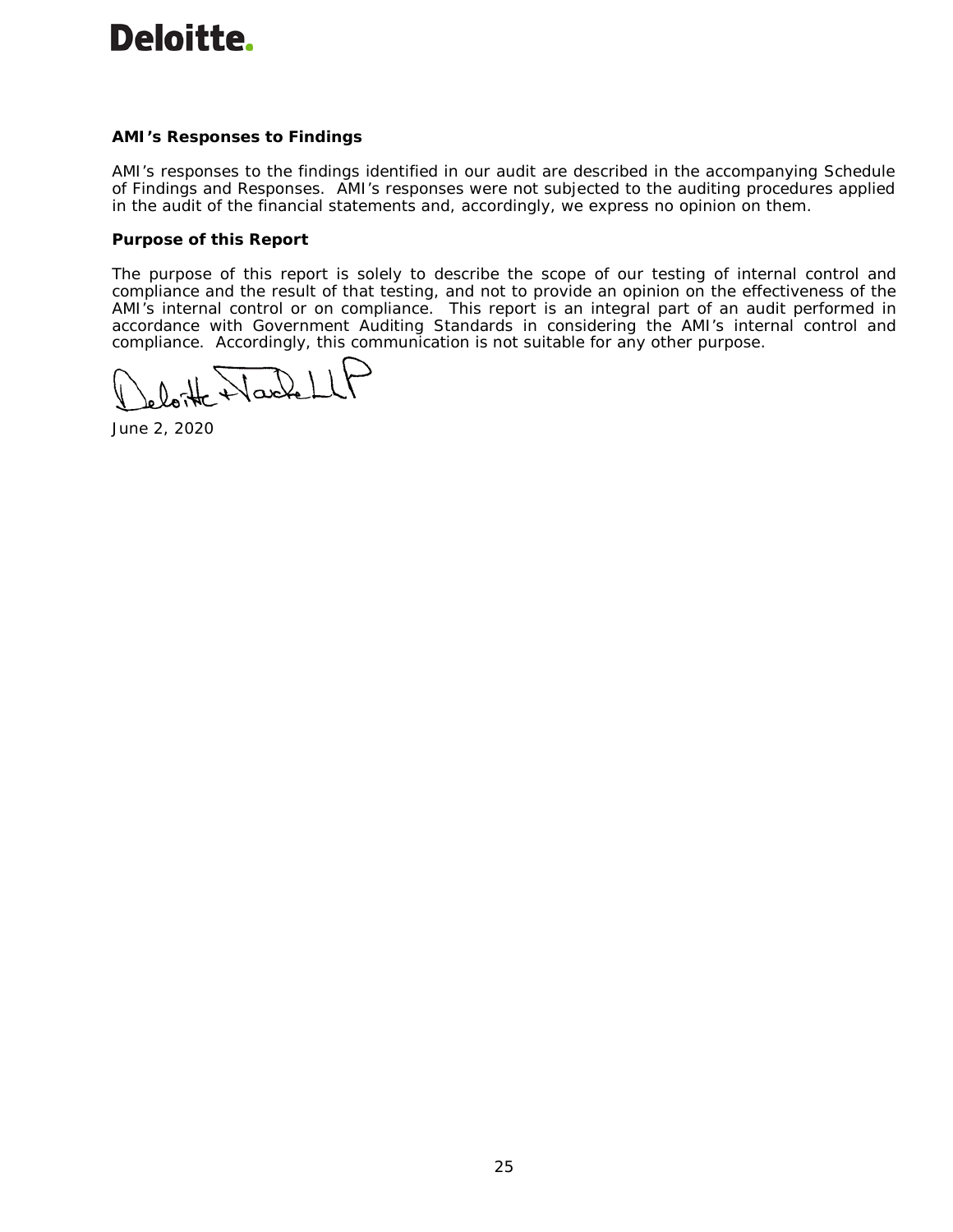**AMI's Responses to Findings**

AMI's responses to the findings identified in our audit are described in the accompanying Schedule of Findings and Responses. AMI's responses were not subjected to the auditing procedures applied in the audit of the financial statements and, accordingly, we express no opinion on them.

**Purpose of this Report**

The purpose of this report is solely to describe the scope of our testing of internal control and compliance and the result of that testing, and not to provide an opinion on the effectiveness of the AMI's internal control or on compliance. This report is an integral part of an audit performed in accordance with Government Auditing Standards in considering the AMI's internal control and compliance. Accordingly, this communication is not suitable for any other purpose.

Deloitte & Touche LLP

June 2, 2020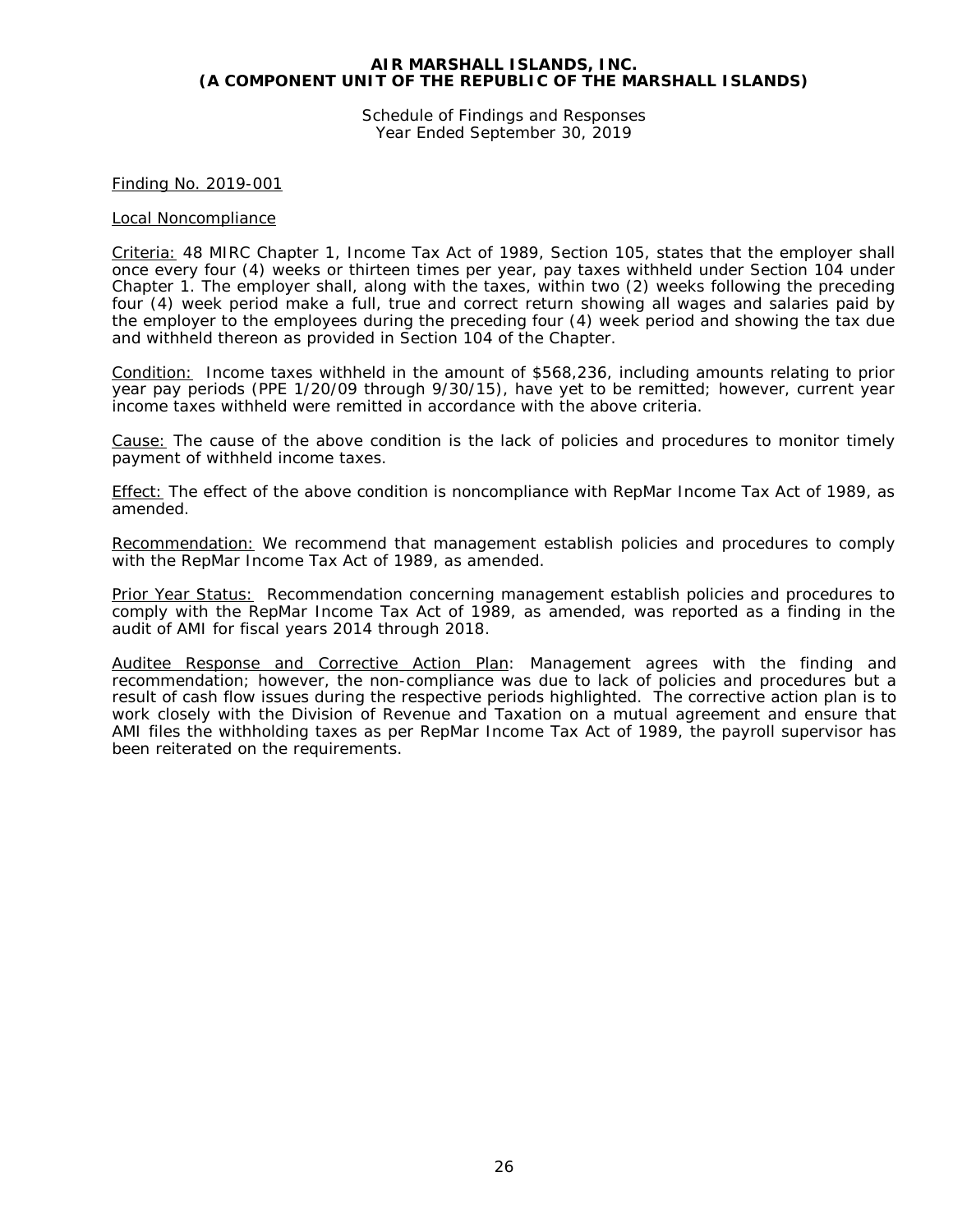# AIR MARSHALL ISLANDS, INC.
# (A COMPONENT UNIT OF THE REPUBLIC OF THE MARSHALL ISLANDS)

Schedule of Findings and Responses
Year Ended September 30, 2019

Finding No. 2019-001

Local Noncompliance

Criteria: 48 MIRC Chapter 1, Income Tax Act of 1989, Section 105, states that the employer shall once every four (4) weeks or thirteen times per year, pay taxes withheld under Section 104 under Chapter 1. The employer shall, along with the taxes, within two (2) weeks following the preceding four (4) week period make a full, true and correct return showing all wages and salaries paid by the employer to the employees during the preceding four (4) week period and showing the tax due and withheld thereon as provided in Section 104 of the Chapter.

Condition: Income taxes withheld in the amount of $568,236, including amounts relating to prior year pay periods (PPE 1/20/09 through 9/30/15), have yet to be remitted; however, current year income taxes withheld were remitted in accordance with the above criteria.

Cause: The cause of the above condition is the lack of policies and procedures to monitor timely payment of withheld income taxes.

Effect: The effect of the above condition is noncompliance with RepMar Income Tax Act of 1989, as amended.

Recommendation: We recommend that management establish policies and procedures to comply with the RepMar Income Tax Act of 1989, as amended.

Prior Year Status: Recommendation concerning management establish policies and procedures to comply with the RepMar Income Tax Act of 1989, as amended, was reported as a finding in the audit of AMI for fiscal years 2014 through 2018.

Auditee Response and Corrective Action Plan: Management agrees with the finding and recommendation; however, the non-compliance was due to lack of policies and procedures but a result of cash flow issues during the respective periods highlighted. The corrective action plan is to work closely with the Division of Revenue and Taxation on a mutual agreement and ensure that AMI files the withholding taxes as per RepMar Income Tax Act of 1989, the payroll supervisor has been reiterated on the requirements.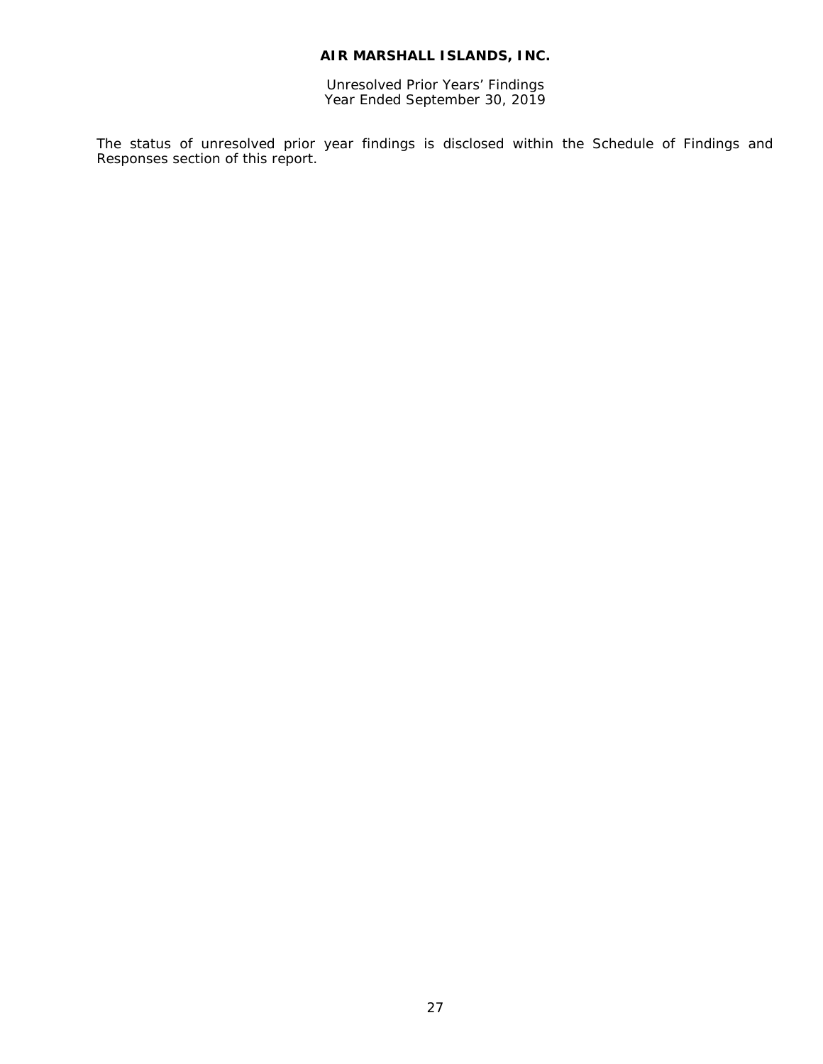# AIR MARSHALL ISLANDS, INC.

Unresolved Prior Years' Findings
Year Ended September 30, 2019

The status of unresolved prior year findings is disclosed within the Schedule of Findings and Responses section of this report.